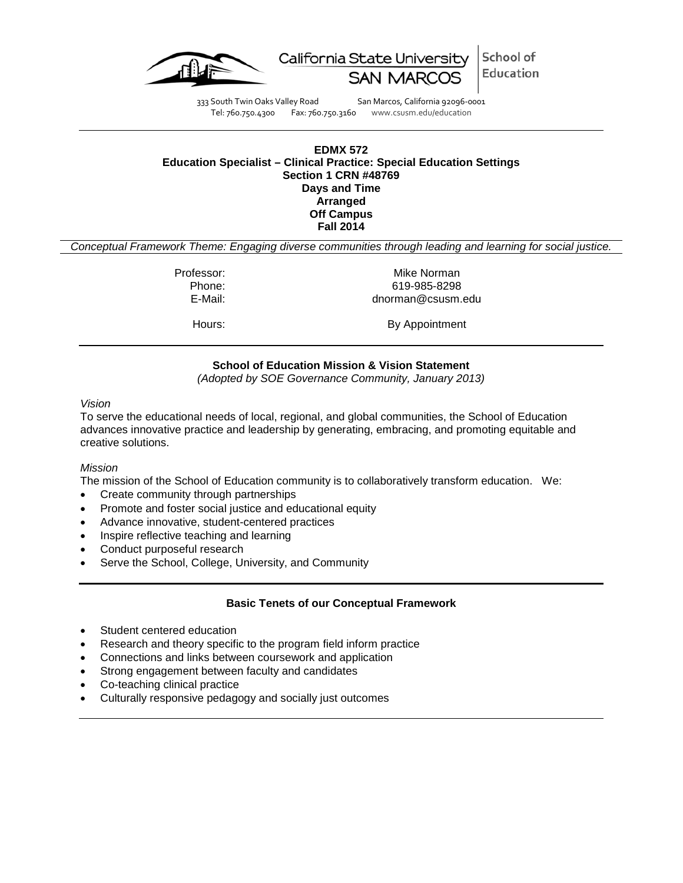California State University SAN MARCOS | School of Education

333 South Twin Oaks Valley Road San Marcos, California 92096-0001
Tel: 760.750.4300 Fax: 760.750.3160 www.csusm.edu/education

**EDMX 572**
**Education Specialist – Clinical Practice: Special Education Settings**
**Section 1 CRN #48769**
**Days and Time**
**Arranged**
**Off Campus**
**Fall 2014**

*Conceptual Framework Theme: Engaging diverse communities through leading and learning for social justice.*

| | |
|---|---|
| Professor: | Mike Norman |
| Phone: | 619-985-8298 |
| E-Mail: | dnorman@csusm.edu |
| Hours: | By Appointment |

## School of Education Mission & Vision Statement

*(Adopted by SOE Governance Community, January 2013)*

*Vision*

To serve the educational needs of local, regional, and global communities, the School of Education advances innovative practice and leadership by generating, embracing, and promoting equitable and creative solutions.

*Mission*

The mission of the School of Education community is to collaboratively transform education. We:

- Create community through partnerships
- Promote and foster social justice and educational equity
- Advance innovative, student-centered practices
- Inspire reflective teaching and learning
- Conduct purposeful research
- Serve the School, College, University, and Community

## Basic Tenets of our Conceptual Framework

- Student centered education
- Research and theory specific to the program field inform practice
- Connections and links between coursework and application
- Strong engagement between faculty and candidates
- Co-teaching clinical practice
- Culturally responsive pedagogy and socially just outcomes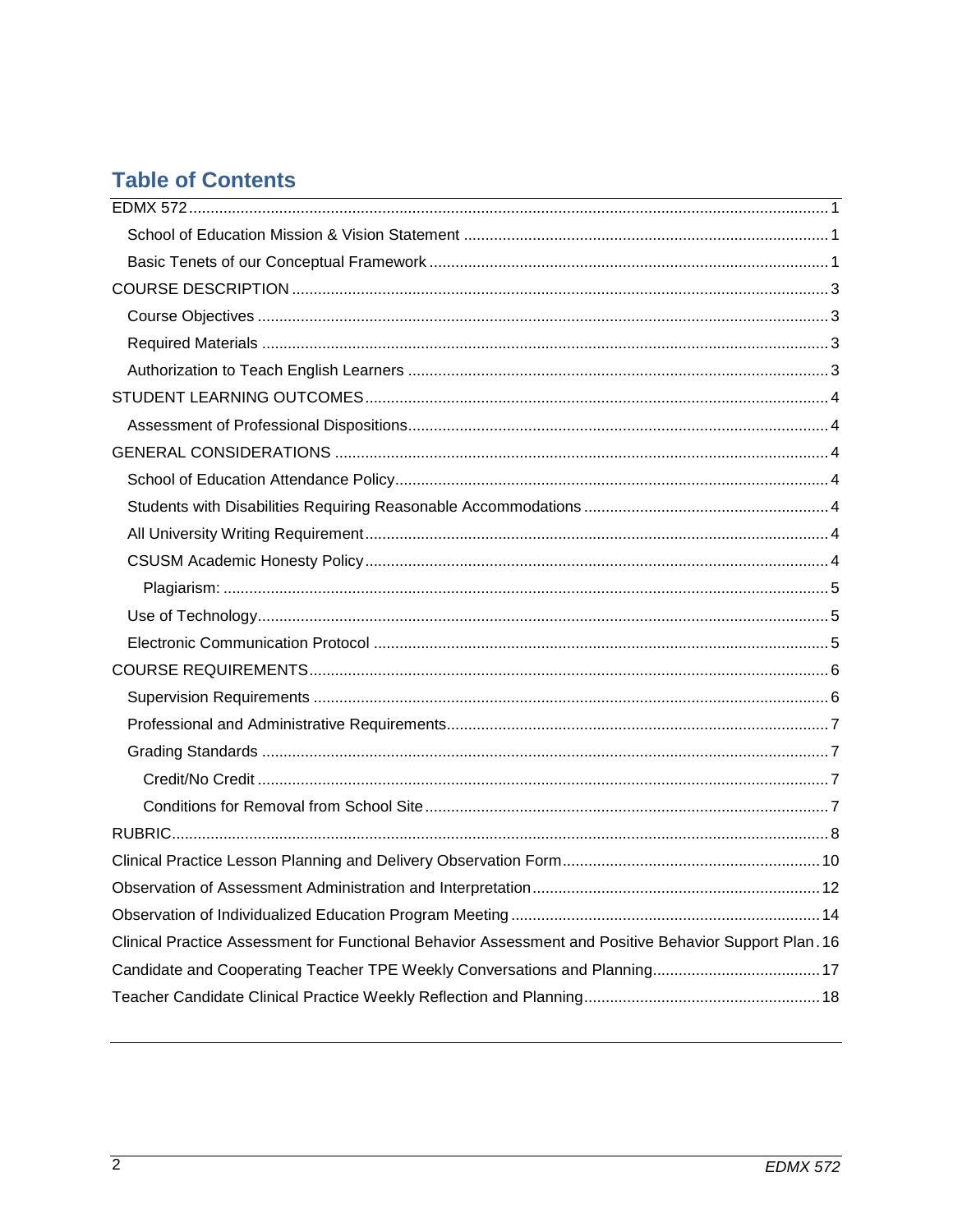# Table of Contents

- EDMX 572 .... 1
  - School of Education Mission & Vision Statement .... 1
  - Basic Tenets of our Conceptual Framework .... 1
- COURSE DESCRIPTION .... 3
  - Course Objectives .... 3
  - Required Materials .... 3
  - Authorization to Teach English Learners .... 3
- STUDENT LEARNING OUTCOMES .... 4
  - Assessment of Professional Dispositions .... 4
- GENERAL CONSIDERATIONS .... 4
  - School of Education Attendance Policy .... 4
  - Students with Disabilities Requiring Reasonable Accommodations .... 4
  - All University Writing Requirement .... 4
  - CSUSM Academic Honesty Policy .... 4
    - Plagiarism: .... 5
  - Use of Technology .... 5
  - Electronic Communication Protocol .... 5
- COURSE REQUIREMENTS .... 6
  - Supervision Requirements .... 6
  - Professional and Administrative Requirements .... 7
  - Grading Standards .... 7
    - Credit/No Credit .... 7
    - Conditions for Removal from School Site .... 7
- RUBRIC .... 8
- Clinical Practice Lesson Planning and Delivery Observation Form .... 10
- Observation of Assessment Administration and Interpretation .... 12
- Observation of Individualized Education Program Meeting .... 14
- Clinical Practice Assessment for Functional Behavior Assessment and Positive Behavior Support Plan .... 16
- Candidate and Cooperating Teacher TPE Weekly Conversations and Planning .... 17
- Teacher Candidate Clinical Practice Weekly Reflection and Planning .... 18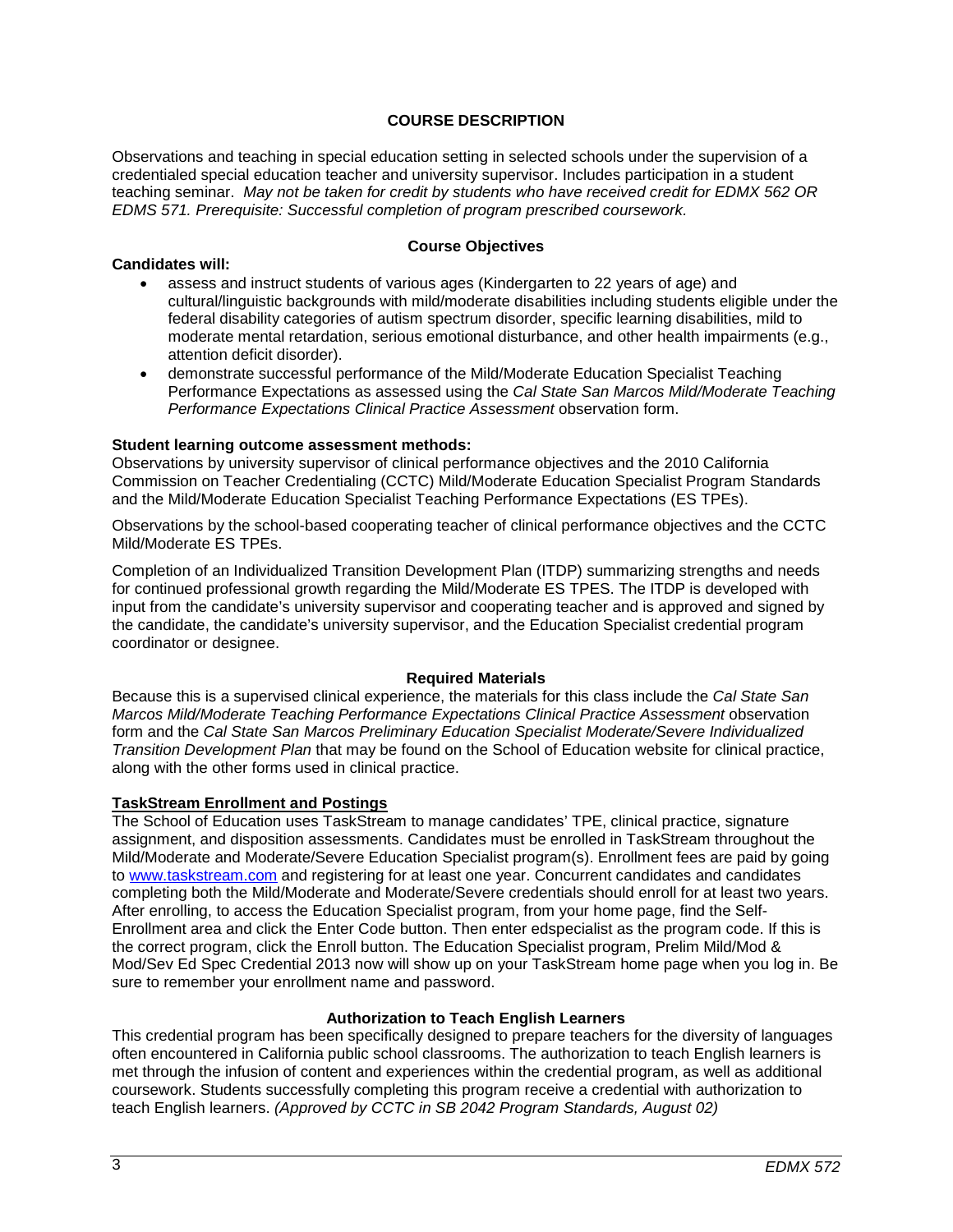## COURSE DESCRIPTION

Observations and teaching in special education setting in selected schools under the supervision of a credentialed special education teacher and university supervisor. Includes participation in a student teaching seminar. *May not be taken for credit by students who have received credit for EDMX 562 OR EDMS 571. Prerequisite: Successful completion of program prescribed coursework.*

### Course Objectives

**Candidates will:**

- assess and instruct students of various ages (Kindergarten to 22 years of age) and cultural/linguistic backgrounds with mild/moderate disabilities including students eligible under the federal disability categories of autism spectrum disorder, specific learning disabilities, mild to moderate mental retardation, serious emotional disturbance, and other health impairments (e.g., attention deficit disorder).
- demonstrate successful performance of the Mild/Moderate Education Specialist Teaching Performance Expectations as assessed using the *Cal State San Marcos Mild/Moderate Teaching Performance Expectations Clinical Practice Assessment* observation form.

**Student learning outcome assessment methods:**

Observations by university supervisor of clinical performance objectives and the 2010 California Commission on Teacher Credentialing (CCTC) Mild/Moderate Education Specialist Program Standards and the Mild/Moderate Education Specialist Teaching Performance Expectations (ES TPEs).

Observations by the school-based cooperating teacher of clinical performance objectives and the CCTC Mild/Moderate ES TPEs.

Completion of an Individualized Transition Development Plan (ITDP) summarizing strengths and needs for continued professional growth regarding the Mild/Moderate ES TPES. The ITDP is developed with input from the candidate's university supervisor and cooperating teacher and is approved and signed by the candidate, the candidate's university supervisor, and the Education Specialist credential program coordinator or designee.

### Required Materials

Because this is a supervised clinical experience, the materials for this class include the *Cal State San Marcos Mild/Moderate Teaching Performance Expectations Clinical Practice Assessment* observation form and the *Cal State San Marcos Preliminary Education Specialist Moderate/Severe Individualized Transition Development Plan* that may be found on the School of Education website for clinical practice, along with the other forms used in clinical practice.

**TaskStream Enrollment and Postings**

The School of Education uses TaskStream to manage candidates' TPE, clinical practice, signature assignment, and disposition assessments. Candidates must be enrolled in TaskStream throughout the Mild/Moderate and Moderate/Severe Education Specialist program(s). Enrollment fees are paid by going to [www.taskstream.com](http://www.taskstream.com) and registering for at least one year. Concurrent candidates and candidates completing both the Mild/Moderate and Moderate/Severe credentials should enroll for at least two years. After enrolling, to access the Education Specialist program, from your home page, find the Self-Enrollment area and click the Enter Code button. Then enter edspecialist as the program code. If this is the correct program, click the Enroll button. The Education Specialist program, Prelim Mild/Mod & Mod/Sev Ed Spec Credential 2013 now will show up on your TaskStream home page when you log in. Be sure to remember your enrollment name and password.

### Authorization to Teach English Learners

This credential program has been specifically designed to prepare teachers for the diversity of languages often encountered in California public school classrooms. The authorization to teach English learners is met through the infusion of content and experiences within the credential program, as well as additional coursework. Students successfully completing this program receive a credential with authorization to teach English learners. *(Approved by CCTC in SB 2042 Program Standards, August 02)*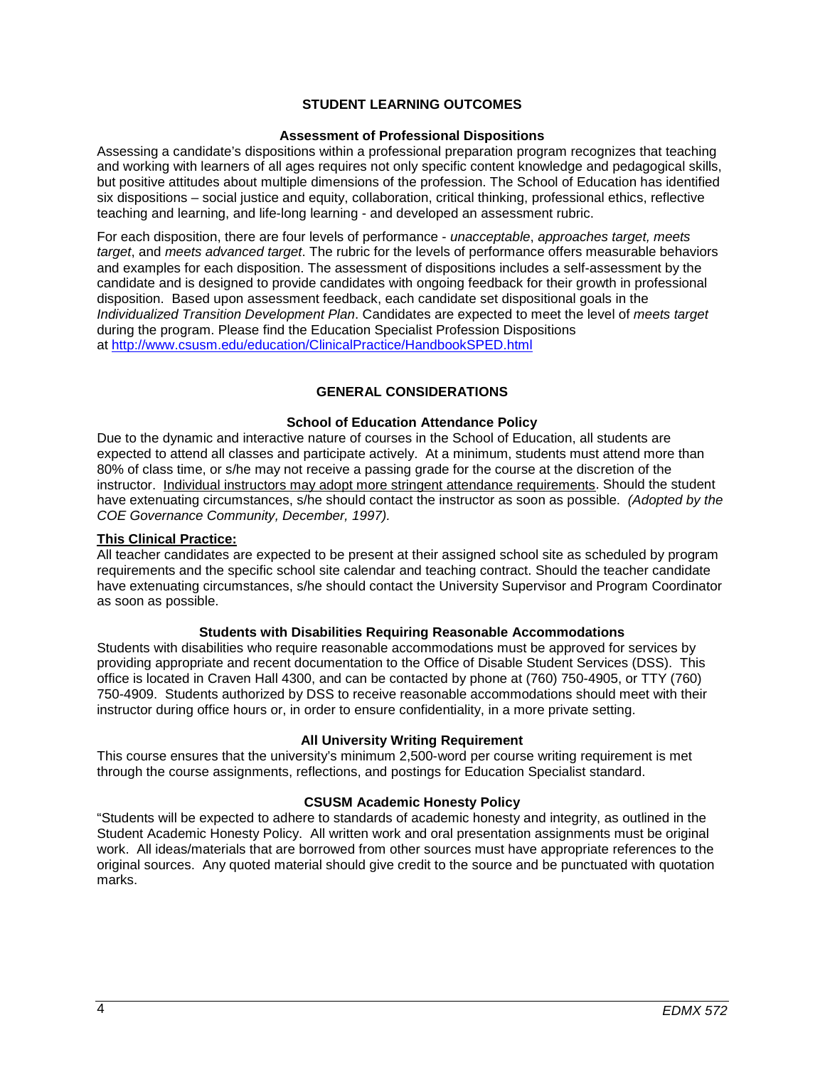## STUDENT LEARNING OUTCOMES

### Assessment of Professional Dispositions

Assessing a candidate's dispositions within a professional preparation program recognizes that teaching and working with learners of all ages requires not only specific content knowledge and pedagogical skills, but positive attitudes about multiple dimensions of the profession. The School of Education has identified six dispositions – social justice and equity, collaboration, critical thinking, professional ethics, reflective teaching and learning, and life-long learning - and developed an assessment rubric.

For each disposition, there are four levels of performance - *unacceptable*, *approaches target, meets target*, and *meets advanced target*. The rubric for the levels of performance offers measurable behaviors and examples for each disposition. The assessment of dispositions includes a self-assessment by the candidate and is designed to provide candidates with ongoing feedback for their growth in professional disposition. Based upon assessment feedback, each candidate set dispositional goals in the *Individualized Transition Development Plan*. Candidates are expected to meet the level of *meets target* during the program. Please find the Education Specialist Profession Dispositions at [http://www.csusm.edu/education/ClinicalPractice/HandbookSPED.html](http://www.csusm.edu/education/ClinicalPractice/HandbookSPED.html)

## GENERAL CONSIDERATIONS

### School of Education Attendance Policy

Due to the dynamic and interactive nature of courses in the School of Education, all students are expected to attend all classes and participate actively. At a minimum, students must attend more than 80% of class time, or s/he may not receive a passing grade for the course at the discretion of the instructor. <u>Individual instructors may adopt more stringent attendance requirements</u>. Should the student have extenuating circumstances, s/he should contact the instructor as soon as possible. *(Adopted by the COE Governance Community, December, 1997).*

**<u>This Clinical Practice:</u>**

All teacher candidates are expected to be present at their assigned school site as scheduled by program requirements and the specific school site calendar and teaching contract. Should the teacher candidate have extenuating circumstances, s/he should contact the University Supervisor and Program Coordinator as soon as possible.

### Students with Disabilities Requiring Reasonable Accommodations

Students with disabilities who require reasonable accommodations must be approved for services by providing appropriate and recent documentation to the Office of Disable Student Services (DSS). This office is located in Craven Hall 4300, and can be contacted by phone at (760) 750-4905, or TTY (760) 750-4909. Students authorized by DSS to receive reasonable accommodations should meet with their instructor during office hours or, in order to ensure confidentiality, in a more private setting.

### All University Writing Requirement

This course ensures that the university's minimum 2,500-word per course writing requirement is met through the course assignments, reflections, and postings for Education Specialist standard.

### CSUSM Academic Honesty Policy

"Students will be expected to adhere to standards of academic honesty and integrity, as outlined in the Student Academic Honesty Policy. All written work and oral presentation assignments must be original work. All ideas/materials that are borrowed from other sources must have appropriate references to the original sources. Any quoted material should give credit to the source and be punctuated with quotation marks.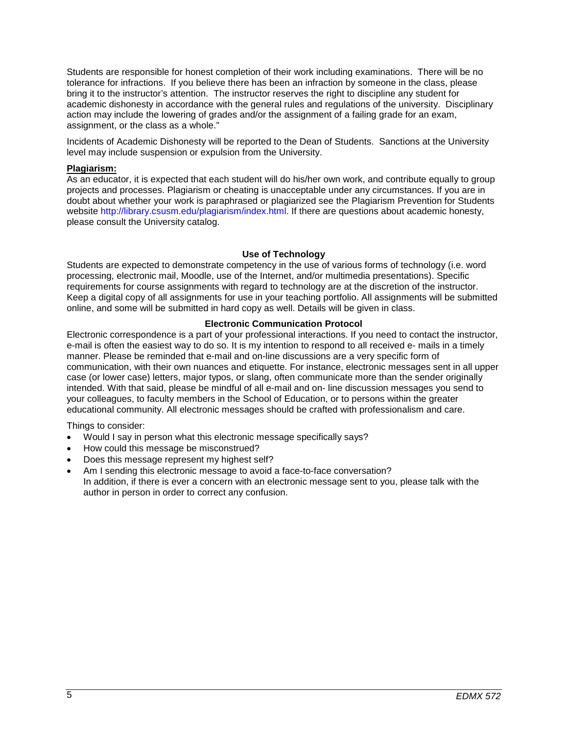Students are responsible for honest completion of their work including examinations. There will be no tolerance for infractions. If you believe there has been an infraction by someone in the class, please bring it to the instructor's attention. The instructor reserves the right to discipline any student for academic dishonesty in accordance with the general rules and regulations of the university. Disciplinary action may include the lowering of grades and/or the assignment of a failing grade for an exam, assignment, or the class as a whole."

Incidents of Academic Dishonesty will be reported to the Dean of Students. Sanctions at the University level may include suspension or expulsion from the University.

**Plagiarism:**

As an educator, it is expected that each student will do his/her own work, and contribute equally to group projects and processes. Plagiarism or cheating is unacceptable under any circumstances. If you are in doubt about whether your work is paraphrased or plagiarized see the Plagiarism Prevention for Students website http://library.csusm.edu/plagiarism/index.html. If there are questions about academic honesty, please consult the University catalog.

### Use of Technology

Students are expected to demonstrate competency in the use of various forms of technology (i.e. word processing, electronic mail, Moodle, use of the Internet, and/or multimedia presentations). Specific requirements for course assignments with regard to technology are at the discretion of the instructor. Keep a digital copy of all assignments for use in your teaching portfolio. All assignments will be submitted online, and some will be submitted in hard copy as well. Details will be given in class.

### Electronic Communication Protocol

Electronic correspondence is a part of your professional interactions. If you need to contact the instructor, e-mail is often the easiest way to do so. It is my intention to respond to all received e- mails in a timely manner. Please be reminded that e-mail and on-line discussions are a very specific form of communication, with their own nuances and etiquette. For instance, electronic messages sent in all upper case (or lower case) letters, major typos, or slang, often communicate more than the sender originally intended. With that said, please be mindful of all e-mail and on- line discussion messages you send to your colleagues, to faculty members in the School of Education, or to persons within the greater educational community. All electronic messages should be crafted with professionalism and care.

Things to consider:

- Would I say in person what this electronic message specifically says?
- How could this message be misconstrued?
- Does this message represent my highest self?
- Am I sending this electronic message to avoid a face-to-face conversation?
  In addition, if there is ever a concern with an electronic message sent to you, please talk with the author in person in order to correct any confusion.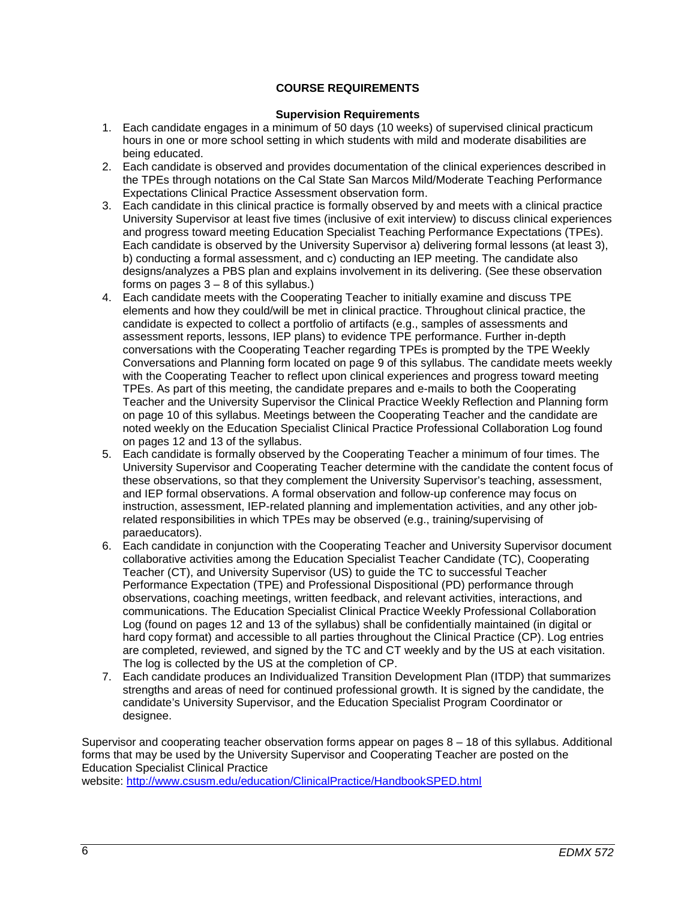## COURSE REQUIREMENTS

### Supervision Requirements

1. Each candidate engages in a minimum of 50 days (10 weeks) of supervised clinical practicum hours in one or more school setting in which students with mild and moderate disabilities are being educated.
2. Each candidate is observed and provides documentation of the clinical experiences described in the TPEs through notations on the Cal State San Marcos Mild/Moderate Teaching Performance Expectations Clinical Practice Assessment observation form.
3. Each candidate in this clinical practice is formally observed by and meets with a clinical practice University Supervisor at least five times (inclusive of exit interview) to discuss clinical experiences and progress toward meeting Education Specialist Teaching Performance Expectations (TPEs). Each candidate is observed by the University Supervisor a) delivering formal lessons (at least 3), b) conducting a formal assessment, and c) conducting an IEP meeting. The candidate also designs/analyzes a PBS plan and explains involvement in its delivering. (See these observation forms on pages 3 – 8 of this syllabus.)
4. Each candidate meets with the Cooperating Teacher to initially examine and discuss TPE elements and how they could/will be met in clinical practice. Throughout clinical practice, the candidate is expected to collect a portfolio of artifacts (e.g., samples of assessments and assessment reports, lessons, IEP plans) to evidence TPE performance. Further in-depth conversations with the Cooperating Teacher regarding TPEs is prompted by the TPE Weekly Conversations and Planning form located on page 9 of this syllabus. The candidate meets weekly with the Cooperating Teacher to reflect upon clinical experiences and progress toward meeting TPEs. As part of this meeting, the candidate prepares and e-mails to both the Cooperating Teacher and the University Supervisor the Clinical Practice Weekly Reflection and Planning form on page 10 of this syllabus. Meetings between the Cooperating Teacher and the candidate are noted weekly on the Education Specialist Clinical Practice Professional Collaboration Log found on pages 12 and 13 of the syllabus.
5. Each candidate is formally observed by the Cooperating Teacher a minimum of four times. The University Supervisor and Cooperating Teacher determine with the candidate the content focus of these observations, so that they complement the University Supervisor's teaching, assessment, and IEP formal observations. A formal observation and follow-up conference may focus on instruction, assessment, IEP-related planning and implementation activities, and any other job-related responsibilities in which TPEs may be observed (e.g., training/supervising of paraeducators).
6. Each candidate in conjunction with the Cooperating Teacher and University Supervisor document collaborative activities among the Education Specialist Teacher Candidate (TC), Cooperating Teacher (CT), and University Supervisor (US) to guide the TC to successful Teacher Performance Expectation (TPE) and Professional Dispositional (PD) performance through observations, coaching meetings, written feedback, and relevant activities, interactions, and communications. The Education Specialist Clinical Practice Weekly Professional Collaboration Log (found on pages 12 and 13 of the syllabus) shall be confidentially maintained (in digital or hard copy format) and accessible to all parties throughout the Clinical Practice (CP). Log entries are completed, reviewed, and signed by the TC and CT weekly and by the US at each visitation. The log is collected by the US at the completion of CP.
7. Each candidate produces an Individualized Transition Development Plan (ITDP) that summarizes strengths and areas of need for continued professional growth. It is signed by the candidate, the candidate's University Supervisor, and the Education Specialist Program Coordinator or designee.

Supervisor and cooperating teacher observation forms appear on pages 8 – 18 of this syllabus. Additional forms that may be used by the University Supervisor and Cooperating Teacher are posted on the Education Specialist Clinical Practice website: http://www.csusm.edu/education/ClinicalPractice/HandbookSPED.html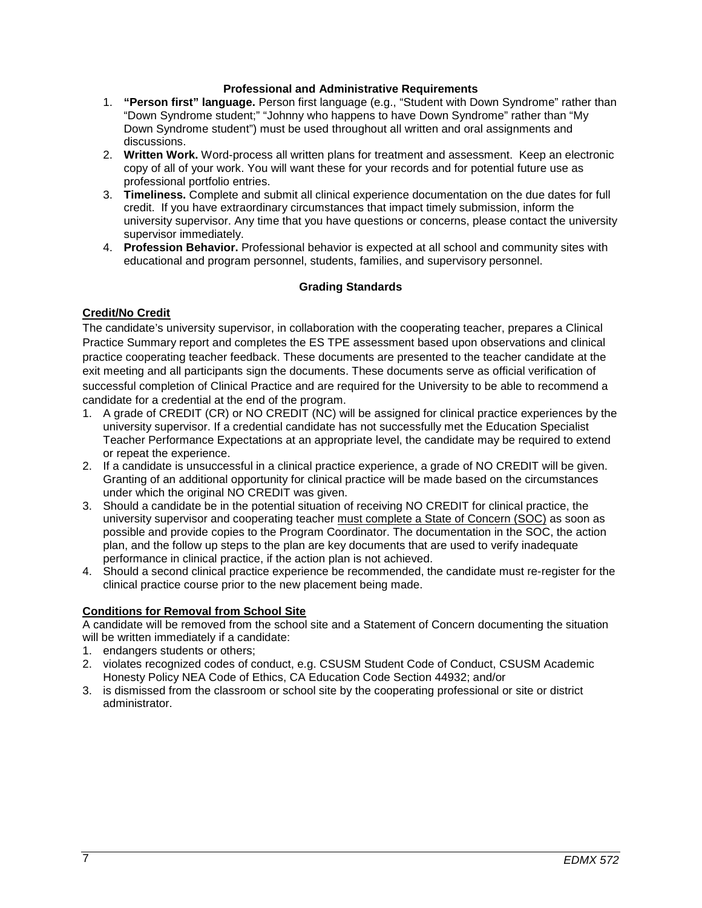### Professional and Administrative Requirements

1. **"Person first" language.** Person first language (e.g., "Student with Down Syndrome" rather than "Down Syndrome student;" "Johnny who happens to have Down Syndrome" rather than "My Down Syndrome student") must be used throughout all written and oral assignments and discussions.
2. **Written Work.** Word-process all written plans for treatment and assessment. Keep an electronic copy of all of your work. You will want these for your records and for potential future use as professional portfolio entries.
3. **Timeliness.** Complete and submit all clinical experience documentation on the due dates for full credit. If you have extraordinary circumstances that impact timely submission, inform the university supervisor. Any time that you have questions or concerns, please contact the university supervisor immediately.
4. **Profession Behavior.** Professional behavior is expected at all school and community sites with educational and program personnel, students, families, and supervisory personnel.

### Grading Standards

**Credit/No Credit**

The candidate's university supervisor, in collaboration with the cooperating teacher, prepares a Clinical Practice Summary report and completes the ES TPE assessment based upon observations and clinical practice cooperating teacher feedback. These documents are presented to the teacher candidate at the exit meeting and all participants sign the documents. These documents serve as official verification of successful completion of Clinical Practice and are required for the University to be able to recommend a candidate for a credential at the end of the program.

1. A grade of CREDIT (CR) or NO CREDIT (NC) will be assigned for clinical practice experiences by the university supervisor. If a credential candidate has not successfully met the Education Specialist Teacher Performance Expectations at an appropriate level, the candidate may be required to extend or repeat the experience.
2. If a candidate is unsuccessful in a clinical practice experience, a grade of NO CREDIT will be given. Granting of an additional opportunity for clinical practice will be made based on the circumstances under which the original NO CREDIT was given.
3. Should a candidate be in the potential situation of receiving NO CREDIT for clinical practice, the university supervisor and cooperating teacher must complete a State of Concern (SOC) as soon as possible and provide copies to the Program Coordinator. The documentation in the SOC, the action plan, and the follow up steps to the plan are key documents that are used to verify inadequate performance in clinical practice, if the action plan is not achieved.
4. Should a second clinical practice experience be recommended, the candidate must re-register for the clinical practice course prior to the new placement being made.

**Conditions for Removal from School Site**

A candidate will be removed from the school site and a Statement of Concern documenting the situation will be written immediately if a candidate:

1. endangers students or others;
2. violates recognized codes of conduct, e.g. CSUSM Student Code of Conduct, CSUSM Academic Honesty Policy NEA Code of Ethics, CA Education Code Section 44932; and/or
3. is dismissed from the classroom or school site by the cooperating professional or site or district administrator.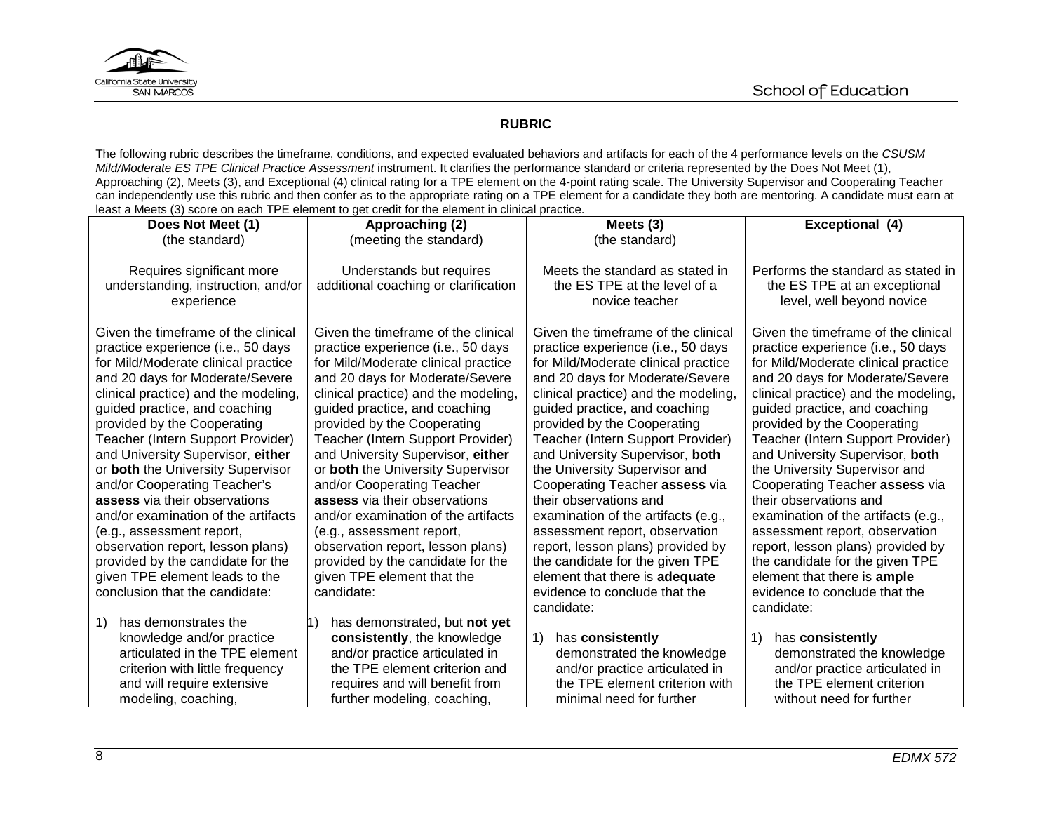**RUBRIC**

The following rubric describes the timeframe, conditions, and expected evaluated behaviors and artifacts for each of the 4 performance levels on the *CSUSM Mild/Moderate ES TPE Clinical Practice Assessment* instrument. It clarifies the performance standard or criteria represented by the Does Not Meet (1), Approaching (2), Meets (3), and Exceptional (4) clinical rating for a TPE element on the 4-point rating scale. The University Supervisor and Cooperating Teacher can independently use this rubric and then confer as to the appropriate rating on a TPE element for a candidate they both are mentoring. A candidate must earn at least a Meets (3) score on each TPE element to get credit for the element in clinical practice.

| **Does Not Meet (1)**<br>(the standard)<br><br>Requires significant more understanding, instruction, and/or experience | **Approaching (2)**<br>(meeting the standard)<br><br>Understands but requires additional coaching or clarification | **Meets (3)**<br>(the standard)<br><br>Meets the standard as stated in the ES TPE at the level of a novice teacher | **Exceptional (4)**<br><br>Performs the standard as stated in the ES TPE at an exceptional level, well beyond novice |
|---|---|---|---|
| Given the timeframe of the clinical practice experience (i.e., 50 days for Mild/Moderate clinical practice and 20 days for Moderate/Severe clinical practice) and the modeling, guided practice, and coaching provided by the Cooperating Teacher (Intern Support Provider) and University Supervisor, **either** or **both** the University Supervisor and/or Cooperating Teacher's **assess** via their observations and/or examination of the artifacts (e.g., assessment report, observation report, lesson plans) provided by the candidate for the given TPE element leads to the conclusion that the candidate:<br><br>1) has demonstrates the knowledge and/or practice articulated in the TPE element criterion with little frequency and will require extensive modeling, coaching, | Given the timeframe of the clinical practice experience (i.e., 50 days for Mild/Moderate clinical practice and 20 days for Moderate/Severe clinical practice) and the modeling, guided practice, and coaching provided by the Cooperating Teacher (Intern Support Provider) and University Supervisor, **either** or **both** the University Supervisor and/or Cooperating Teacher **assess** via their observations and/or examination of the artifacts (e.g., assessment report, observation report, lesson plans) provided by the candidate for the given TPE element that the candidate:<br><br>1) has demonstrated, but **not yet consistently**, the knowledge and/or practice articulated in the TPE element criterion and requires and will benefit from further modeling, coaching, | Given the timeframe of the clinical practice experience (i.e., 50 days for Mild/Moderate clinical practice and 20 days for Moderate/Severe clinical practice) and the modeling, guided practice, and coaching provided by the Cooperating Teacher (Intern Support Provider) and University Supervisor, **both** the University Supervisor and Cooperating Teacher **assess** via their observations and examination of the artifacts (e.g., assessment report, observation report, lesson plans) provided by the candidate for the given TPE element that there is **adequate** evidence to conclude that the candidate:<br><br>1) has **consistently** demonstrated the knowledge and/or practice articulated in the TPE element criterion with minimal need for further | Given the timeframe of the clinical practice experience (i.e., 50 days for Mild/Moderate clinical practice and 20 days for Moderate/Severe clinical practice) and the modeling, guided practice, and coaching provided by the Cooperating Teacher (Intern Support Provider) and University Supervisor, **both** the University Supervisor and Cooperating Teacher **assess** via their observations and examination of the artifacts (e.g., assessment report, observation report, lesson plans) provided by the candidate for the given TPE element that there is **ample** evidence to conclude that the candidate:<br><br>1) has **consistently** demonstrated the knowledge and/or practice articulated in the TPE element criterion without need for further |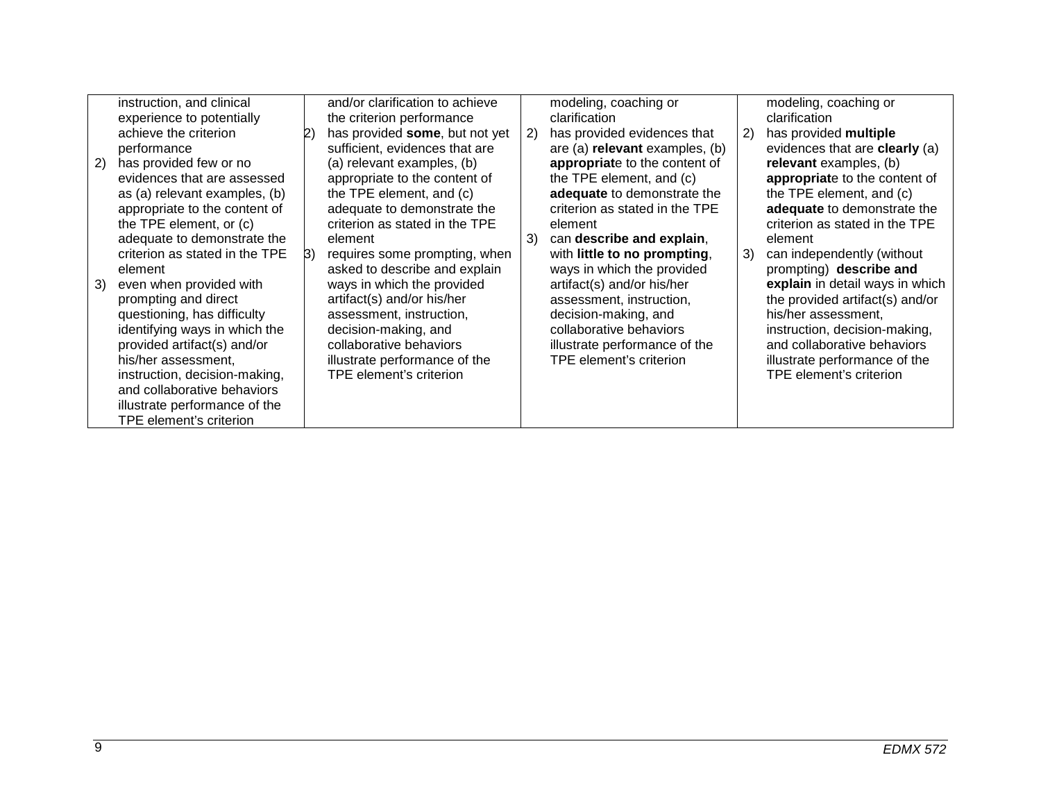| | | | |
|---|---|---|---|
| instruction, and clinical experience to potentially achieve the criterion performance<br>2) has provided few or no evidences that are assessed as (a) relevant examples, (b) appropriate to the content of the TPE element, or (c) adequate to demonstrate the criterion as stated in the TPE element<br>3) even when provided with prompting and direct questioning, has difficulty identifying ways in which the provided artifact(s) and/or his/her assessment, instruction, decision-making, and collaborative behaviors illustrate performance of the TPE element's criterion | and/or clarification to achieve the criterion performance<br>2) has provided **some**, but not yet sufficient, evidences that are (a) relevant examples, (b) appropriate to the content of the TPE element, and (c) adequate to demonstrate the criterion as stated in the TPE element<br>3) requires some prompting, when asked to describe and explain ways in which the provided artifact(s) and/or his/her assessment, instruction, decision-making, and collaborative behaviors illustrate performance of the TPE element's criterion | modeling, coaching or clarification<br>2) has provided evidences that are (a) **relevant** examples, (b) **appropriat**e to the content of the TPE element, and (c) **adequate** to demonstrate the criterion as stated in the TPE element<br>3) can **describe and explain**, with **little to no prompting**, ways in which the provided artifact(s) and/or his/her assessment, instruction, decision-making, and collaborative behaviors illustrate performance of the TPE element's criterion | modeling, coaching or clarification<br>2) has provided **multiple** evidences that are **clearly** (a) **relevant** examples, (b) **appropriat**e to the content of the TPE element, and (c) **adequate** to demonstrate the criterion as stated in the TPE element<br>3) can independently (without prompting) **describe and explain** in detail ways in which the provided artifact(s) and/or his/her assessment, instruction, decision-making, and collaborative behaviors illustrate performance of the TPE element's criterion |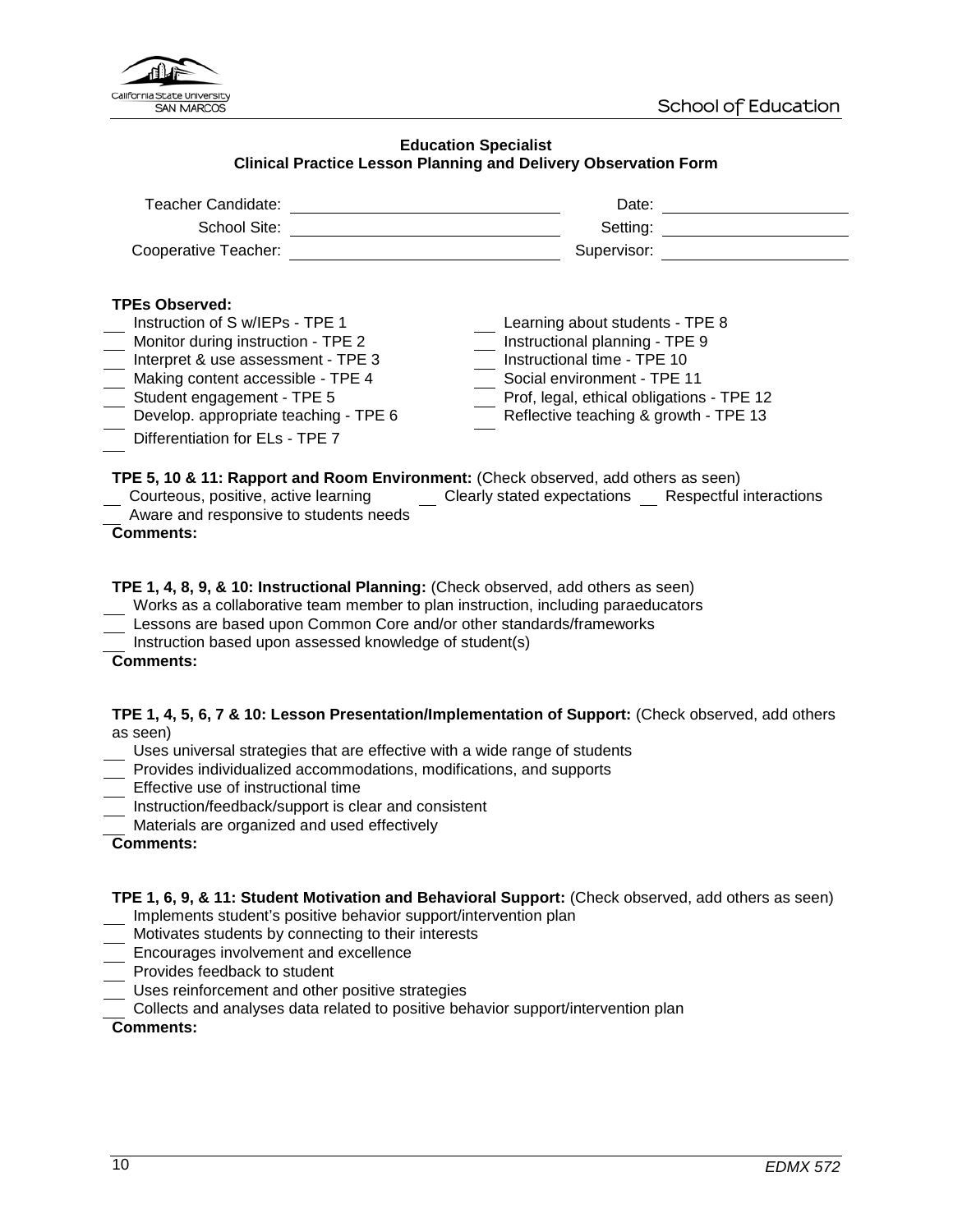School of Education

**Education Specialist**
**Clinical Practice Lesson Planning and Delivery Observation Form**

Teacher Candidate: ____________________ Date: ____________

School Site: ____________________ Setting: ____________

Cooperative Teacher: ____________________ Supervisor: ____________

**TPEs Observed:**

- ___ Instruction of S w/IEPs - TPE 1
- ___ Monitor during instruction - TPE 2
- ___ Interpret & use assessment - TPE 3
- ___ Making content accessible - TPE 4
- ___ Student engagement - TPE 5
- ___ Develop. appropriate teaching - TPE 6
- ___ Differentiation for ELs - TPE 7
- ___ Learning about students - TPE 8
- ___ Instructional planning - TPE 9
- ___ Instructional time - TPE 10
- ___ Social environment - TPE 11
- ___ Prof, legal, ethical obligations - TPE 12
- ___ Reflective teaching & growth - TPE 13

**TPE 5, 10 & 11: Rapport and Room Environment:** (Check observed, add others as seen)

- ___ Courteous, positive, active learning
- ___ Clearly stated expectations
- ___ Respectful interactions
- ___ Aware and responsive to students needs

**Comments:**

**TPE 1, 4, 8, 9, & 10: Instructional Planning:** (Check observed, add others as seen)

- ___ Works as a collaborative team member to plan instruction, including paraeducators
- ___ Lessons are based upon Common Core and/or other standards/frameworks
- ___ Instruction based upon assessed knowledge of student(s)

**Comments:**

**TPE 1, 4, 5, 6, 7 & 10: Lesson Presentation/Implementation of Support:** (Check observed, add others as seen)

- ___ Uses universal strategies that are effective with a wide range of students
- ___ Provides individualized accommodations, modifications, and supports
- ___ Effective use of instructional time
- ___ Instruction/feedback/support is clear and consistent
- ___ Materials are organized and used effectively

**Comments:**

**TPE 1, 6, 9, & 11: Student Motivation and Behavioral Support:** (Check observed, add others as seen)

- ___ Implements student's positive behavior support/intervention plan
- ___ Motivates students by connecting to their interests
- ___ Encourages involvement and excellence
- ___ Provides feedback to student
- ___ Uses reinforcement and other positive strategies
- ___ Collects and analyses data related to positive behavior support/intervention plan

**Comments:**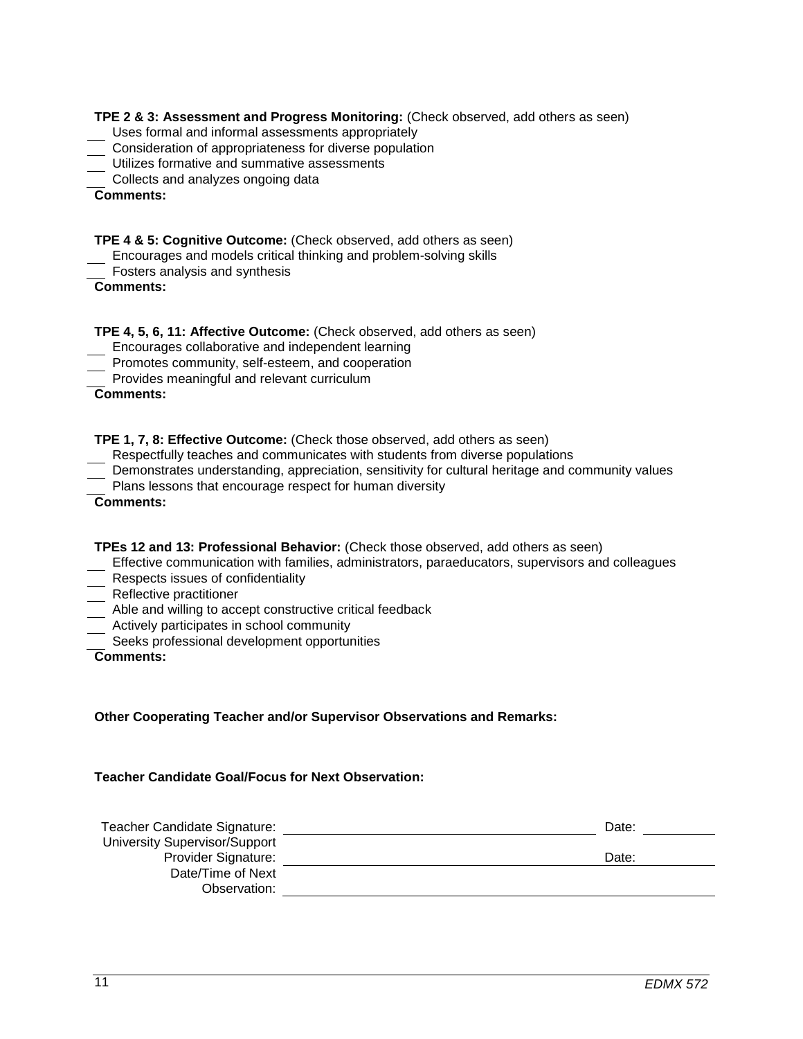**TPE 2 & 3: Assessment and Progress Monitoring:** (Check observed, add others as seen)

- ___ Uses formal and informal assessments appropriately
- ___ Consideration of appropriateness for diverse population
- ___ Utilizes formative and summative assessments
- ___ Collects and analyzes ongoing data

**Comments:**

**TPE 4 & 5: Cognitive Outcome:** (Check observed, add others as seen)

- ___ Encourages and models critical thinking and problem-solving skills
- ___ Fosters analysis and synthesis

**Comments:**

**TPE 4, 5, 6, 11: Affective Outcome:** (Check observed, add others as seen)

- ___ Encourages collaborative and independent learning
- ___ Promotes community, self-esteem, and cooperation
- ___ Provides meaningful and relevant curriculum

**Comments:**

**TPE 1, 7, 8: Effective Outcome:** (Check those observed, add others as seen)

- ___ Respectfully teaches and communicates with students from diverse populations
- ___ Demonstrates understanding, appreciation, sensitivity for cultural heritage and community values
- ___ Plans lessons that encourage respect for human diversity

**Comments:**

**TPEs 12 and 13: Professional Behavior:** (Check those observed, add others as seen)

- ___ Effective communication with families, administrators, paraeducators, supervisors and colleagues
- ___ Respects issues of confidentiality
- ___ Reflective practitioner
- ___ Able and willing to accept constructive critical feedback
- ___ Actively participates in school community
- ___ Seeks professional development opportunities

**Comments:**

**Other Cooperating Teacher and/or Supervisor Observations and Remarks:**

**Teacher Candidate Goal/Focus for Next Observation:**

Teacher Candidate Signature: ______________________________ Date: __________

University Supervisor/Support Provider Signature: ______________________________ Date: __________

Date/Time of Next Observation: ______________________________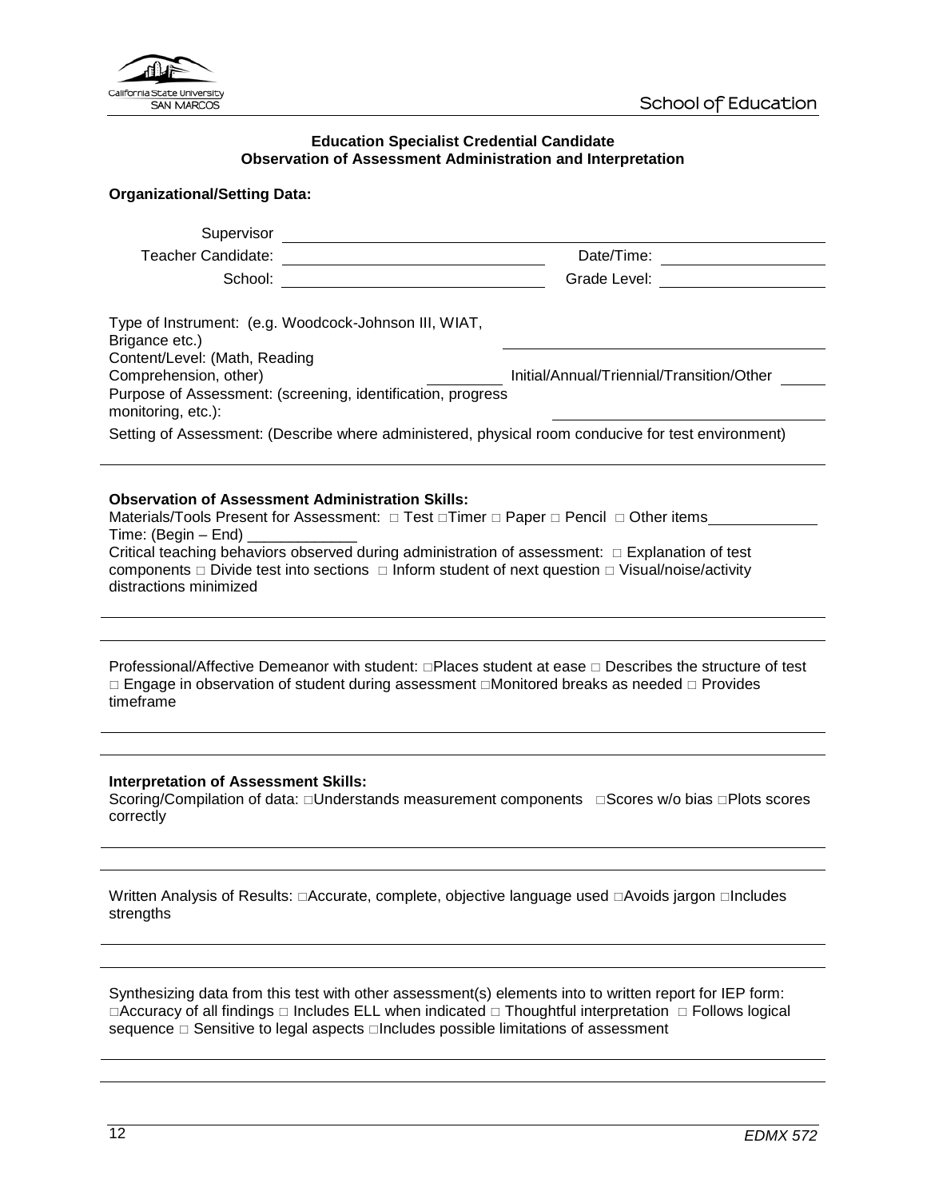School of Education

**Education Specialist Credential Candidate**
**Observation of Assessment Administration and Interpretation**

**Organizational/Setting Data:**

Supervisor \_\_\_\_\_\_\_\_\_\_\_\_\_\_\_\_\_\_\_\_\_\_\_\_\_\_\_\_\_\_\_\_\_\_\_\_\_\_\_\_\_\_\_\_

Teacher Candidate: \_\_\_\_\_\_\_\_\_\_\_\_\_\_\_\_\_\_\_\_ Date/Time: \_\_\_\_\_\_\_\_\_\_\_\_\_\_

School: \_\_\_\_\_\_\_\_\_\_\_\_\_\_\_\_\_\_\_\_ Grade Level: \_\_\_\_\_\_\_\_\_\_\_\_\_\_

Type of Instrument: (e.g. Woodcock-Johnson III, WIAT, Brigance etc.) \_\_\_\_\_\_\_\_\_\_\_\_\_\_\_\_\_\_\_\_

Content/Level: (Math, Reading Comprehension, other) \_\_\_\_\_\_\_\_ Initial/Annual/Triennial/Transition/Other \_\_\_\_\_\_

Purpose of Assessment: (screening, identification, progress monitoring, etc.): \_\_\_\_\_\_\_\_\_\_\_\_\_\_\_\_\_\_\_\_

Setting of Assessment: (Describe where administered, physical room conducive for test environment)

\_\_\_\_\_\_\_\_\_\_\_\_\_\_\_\_\_\_\_\_\_\_\_\_\_\_\_\_\_\_\_\_\_\_\_\_\_\_\_\_\_\_\_\_\_\_\_\_\_\_\_\_\_\_\_\_\_\_\_\_

**Observation of Assessment Administration Skills:**

Materials/Tools Present for Assessment: □ Test □Timer □ Paper □ Pencil □ Other items\_\_\_\_\_\_\_\_\_\_\_\_

Time: (Begin – End) \_\_\_\_\_\_\_\_\_\_\_\_\_

Critical teaching behaviors observed during administration of assessment: □ Explanation of test components □ Divide test into sections □ Inform student of next question □ Visual/noise/activity distractions minimized

\_\_\_\_\_\_\_\_\_\_\_\_\_\_\_\_\_\_\_\_\_\_\_\_\_\_\_\_\_\_\_\_\_\_\_\_\_\_\_\_\_\_\_\_\_\_\_\_\_\_\_\_\_\_\_\_\_\_\_\_

\_\_\_\_\_\_\_\_\_\_\_\_\_\_\_\_\_\_\_\_\_\_\_\_\_\_\_\_\_\_\_\_\_\_\_\_\_\_\_\_\_\_\_\_\_\_\_\_\_\_\_\_\_\_\_\_\_\_\_\_

Professional/Affective Demeanor with student: □Places student at ease □ Describes the structure of test □ Engage in observation of student during assessment □Monitored breaks as needed □ Provides timeframe

\_\_\_\_\_\_\_\_\_\_\_\_\_\_\_\_\_\_\_\_\_\_\_\_\_\_\_\_\_\_\_\_\_\_\_\_\_\_\_\_\_\_\_\_\_\_\_\_\_\_\_\_\_\_\_\_\_\_\_\_

\_\_\_\_\_\_\_\_\_\_\_\_\_\_\_\_\_\_\_\_\_\_\_\_\_\_\_\_\_\_\_\_\_\_\_\_\_\_\_\_\_\_\_\_\_\_\_\_\_\_\_\_\_\_\_\_\_\_\_\_

**Interpretation of Assessment Skills:**

Scoring/Compilation of data: □Understands measurement components □Scores w/o bias □Plots scores correctly

\_\_\_\_\_\_\_\_\_\_\_\_\_\_\_\_\_\_\_\_\_\_\_\_\_\_\_\_\_\_\_\_\_\_\_\_\_\_\_\_\_\_\_\_\_\_\_\_\_\_\_\_\_\_\_\_\_\_\_\_

\_\_\_\_\_\_\_\_\_\_\_\_\_\_\_\_\_\_\_\_\_\_\_\_\_\_\_\_\_\_\_\_\_\_\_\_\_\_\_\_\_\_\_\_\_\_\_\_\_\_\_\_\_\_\_\_\_\_\_\_

Written Analysis of Results: □Accurate, complete, objective language used □Avoids jargon □Includes strengths

\_\_\_\_\_\_\_\_\_\_\_\_\_\_\_\_\_\_\_\_\_\_\_\_\_\_\_\_\_\_\_\_\_\_\_\_\_\_\_\_\_\_\_\_\_\_\_\_\_\_\_\_\_\_\_\_\_\_\_\_

\_\_\_\_\_\_\_\_\_\_\_\_\_\_\_\_\_\_\_\_\_\_\_\_\_\_\_\_\_\_\_\_\_\_\_\_\_\_\_\_\_\_\_\_\_\_\_\_\_\_\_\_\_\_\_\_\_\_\_\_

Synthesizing data from this test with other assessment(s) elements into to written report for IEP form: □Accuracy of all findings □ Includes ELL when indicated □ Thoughtful interpretation □ Follows logical sequence □ Sensitive to legal aspects □Includes possible limitations of assessment

\_\_\_\_\_\_\_\_\_\_\_\_\_\_\_\_\_\_\_\_\_\_\_\_\_\_\_\_\_\_\_\_\_\_\_\_\_\_\_\_\_\_\_\_\_\_\_\_\_\_\_\_\_\_\_\_\_\_\_\_

\_\_\_\_\_\_\_\_\_\_\_\_\_\_\_\_\_\_\_\_\_\_\_\_\_\_\_\_\_\_\_\_\_\_\_\_\_\_\_\_\_\_\_\_\_\_\_\_\_\_\_\_\_\_\_\_\_\_\_\_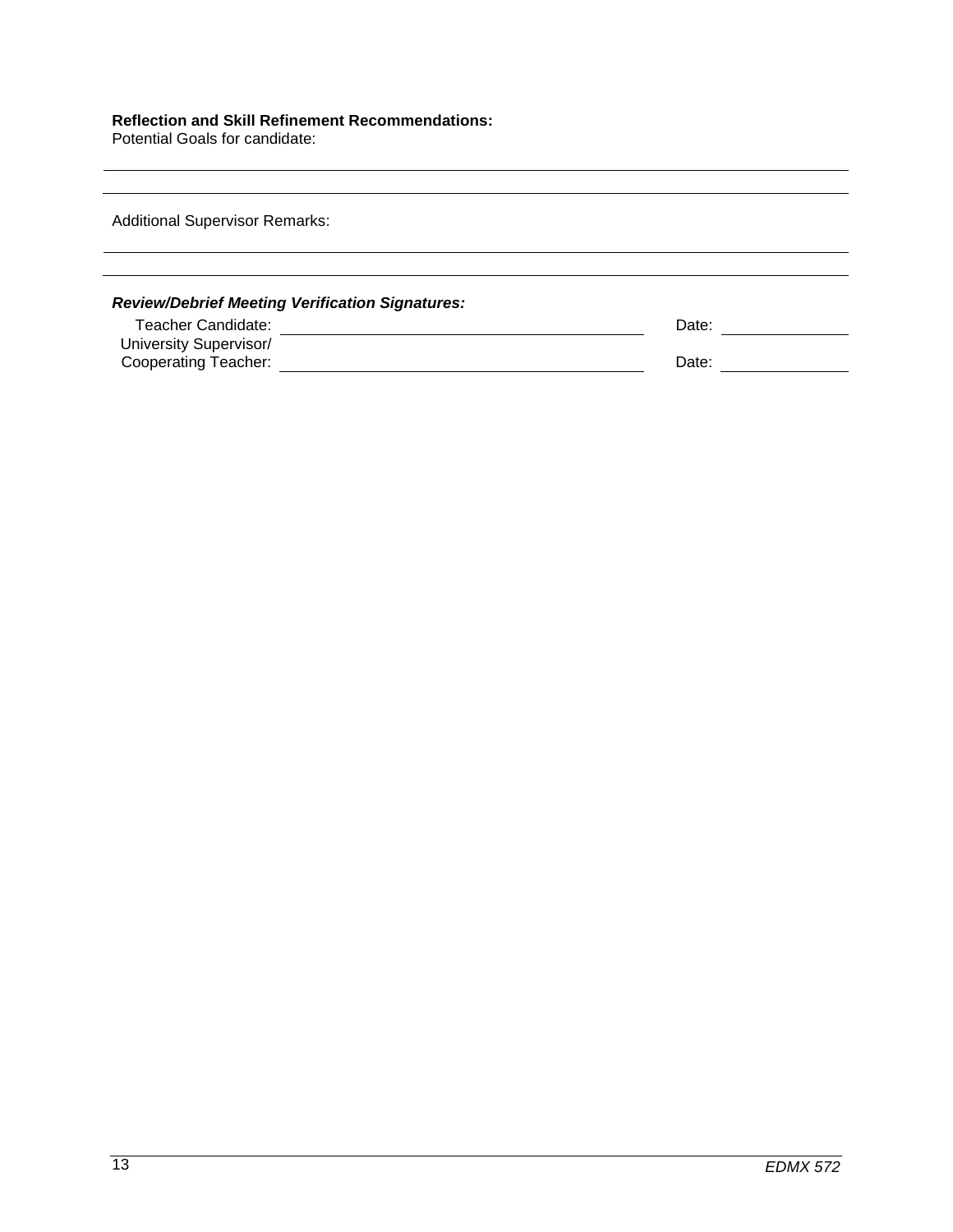**Reflection and Skill Refinement Recommendations:**

Potential Goals for candidate:

______________________________________________________________________________

______________________________________________________________________________

Additional Supervisor Remarks:

______________________________________________________________________________

______________________________________________________________________________

***Review/Debrief Meeting Verification Signatures:***

Teacher Candidate: ______________________________________ Date: ______________

University Supervisor/
Cooperating Teacher: ______________________________________ Date: ______________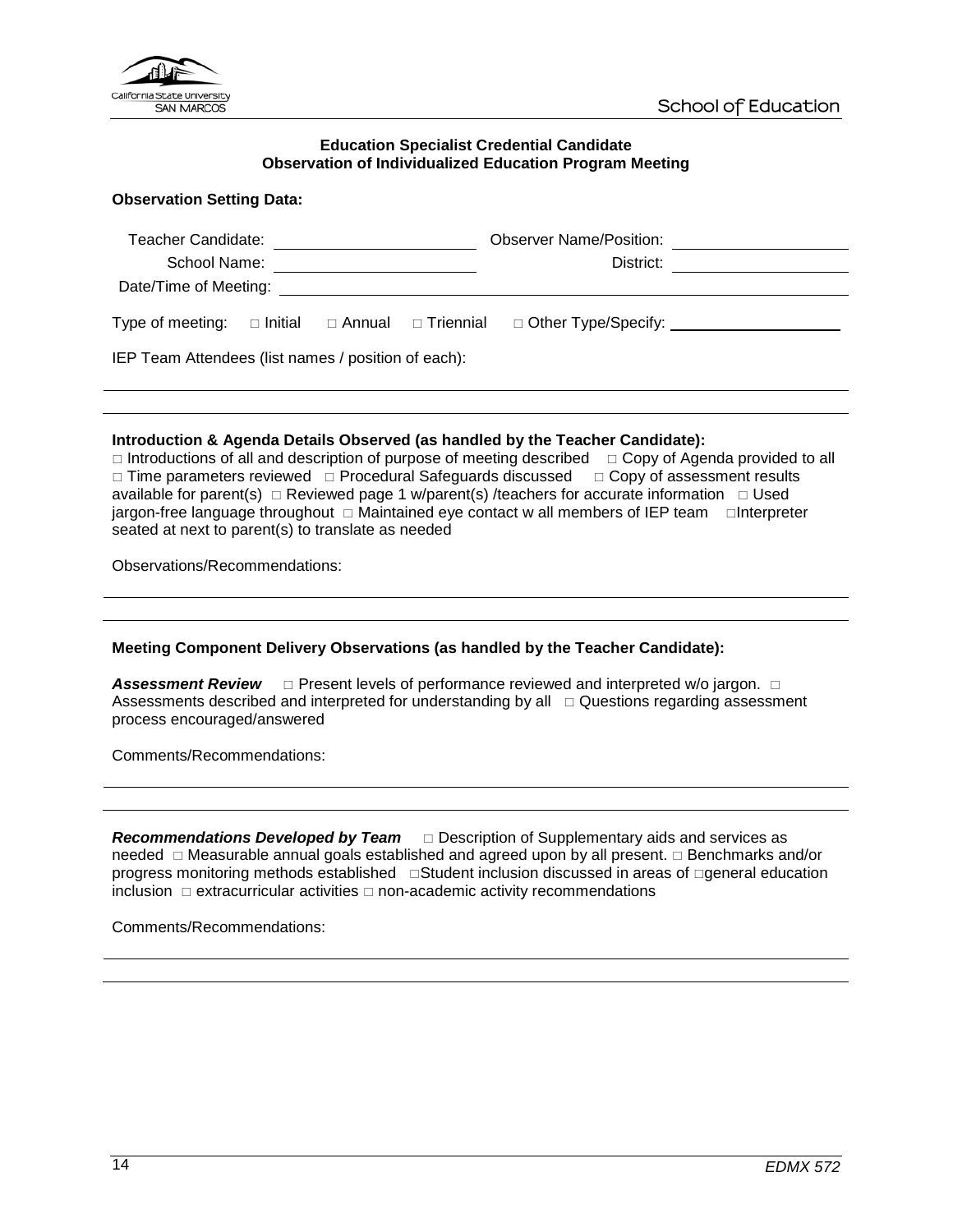School of Education

**Education Specialist Credential Candidate**
**Observation of Individualized Education Program Meeting**

**Observation Setting Data:**

Teacher Candidate: ____________________ Observer Name/Position: ____________________

School Name: ____________________ District: ____________________

Date/Time of Meeting: ________________________________________

Type of meeting: □ Initial □ Annual □ Triennial □ Other Type/Specify: ____________________

IEP Team Attendees (list names / position of each):

______________________________________________________________________

______________________________________________________________________

**Introduction & Agenda Details Observed (as handled by the Teacher Candidate):**
□ Introductions of all and description of purpose of meeting described □ Copy of Agenda provided to all □ Time parameters reviewed □ Procedural Safeguards discussed □ Copy of assessment results available for parent(s) □ Reviewed page 1 w/parent(s) /teachers for accurate information □ Used jargon-free language throughout □ Maintained eye contact w all members of IEP team □Interpreter seated at next to parent(s) to translate as needed

Observations/Recommendations:

______________________________________________________________________

______________________________________________________________________

**Meeting Component Delivery Observations (as handled by the Teacher Candidate):**

***Assessment Review*** □ Present levels of performance reviewed and interpreted w/o jargon. □ Assessments described and interpreted for understanding by all □ Questions regarding assessment process encouraged/answered

Comments/Recommendations:

______________________________________________________________________

______________________________________________________________________

***Recommendations Developed by Team*** □ Description of Supplementary aids and services as needed □ Measurable annual goals established and agreed upon by all present. □ Benchmarks and/or progress monitoring methods established □Student inclusion discussed in areas of □general education inclusion □ extracurricular activities □ non-academic activity recommendations

Comments/Recommendations:

______________________________________________________________________

______________________________________________________________________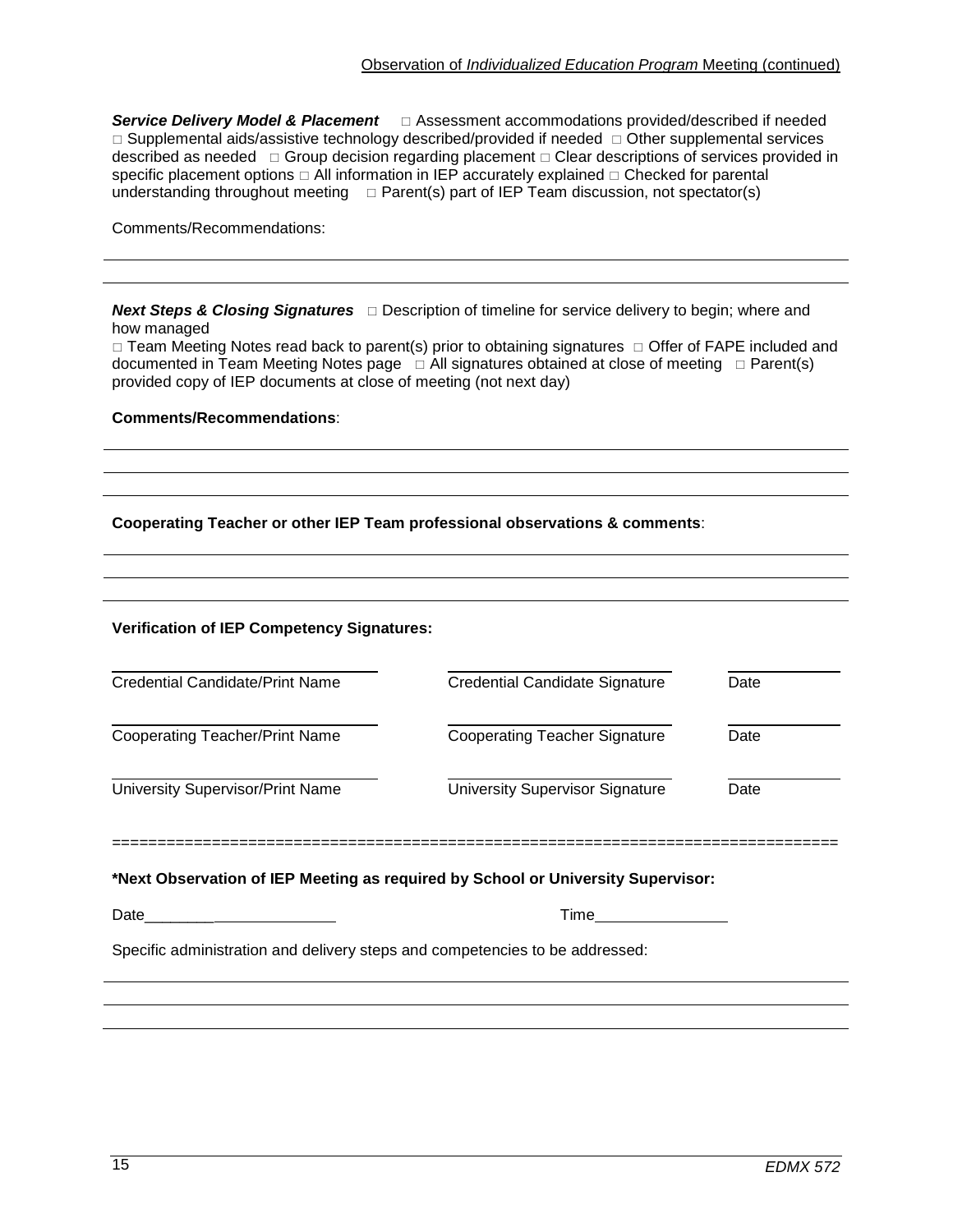Observation of *Individualized Education Program* Meeting (continued)

***Service Delivery Model & Placement*** □ Assessment accommodations provided/described if needed □ Supplemental aids/assistive technology described/provided if needed □ Other supplemental services described as needed □ Group decision regarding placement □ Clear descriptions of services provided in specific placement options □ All information in IEP accurately explained □ Checked for parental understanding throughout meeting □ Parent(s) part of IEP Team discussion, not spectator(s)

Comments/Recommendations:

---

---

***Next Steps & Closing Signatures*** □ Description of timeline for service delivery to begin; where and how managed
□ Team Meeting Notes read back to parent(s) prior to obtaining signatures □ Offer of FAPE included and documented in Team Meeting Notes page □ All signatures obtained at close of meeting □ Parent(s) provided copy of IEP documents at close of meeting (not next day)

**Comments/Recommendations**:

---

---

---

**Cooperating Teacher or other IEP Team professional observations & comments**:

---

---

---

**Verification of IEP Competency Signatures:**

| | | |
|---|---|---|
| Credential Candidate/Print Name | Credential Candidate Signature | Date |
| Cooperating Teacher/Print Name | Cooperating Teacher Signature | Date |
| University Supervisor/Print Name | University Supervisor Signature | Date |

==============================================================================

**\*Next Observation of IEP Meeting as required by School or University Supervisor:**

Date______________________ Time_______________

Specific administration and delivery steps and competencies to be addressed:

---

---

---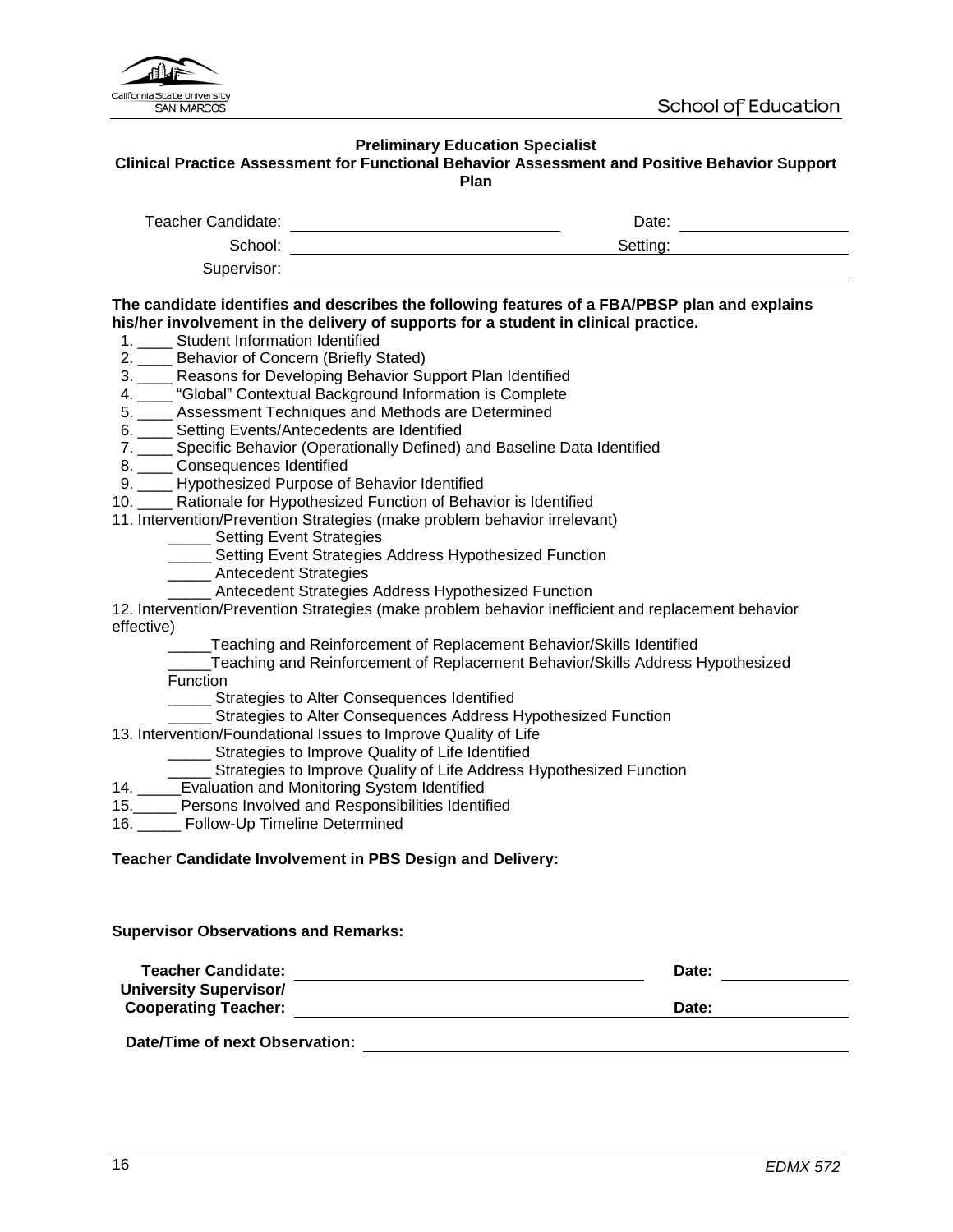**Preliminary Education Specialist**
**Clinical Practice Assessment for Functional Behavior Assessment and Positive Behavior Support Plan**

Teacher Candidate: ______________________________ Date: __________________

School: ______________________________ Setting: __________________

Supervisor: ____________________________________________________________

**The candidate identifies and describes the following features of a FBA/PBSP plan and explains his/her involvement in the delivery of supports for a student in clinical practice.**

1. ____ Student Information Identified
2. ____ Behavior of Concern (Briefly Stated)
3. ____ Reasons for Developing Behavior Support Plan Identified
4. ____ "Global" Contextual Background Information is Complete
5. ____ Assessment Techniques and Methods are Determined
6. ____ Setting Events/Antecedents are Identified
7. ____ Specific Behavior (Operationally Defined) and Baseline Data Identified
8. ____ Consequences Identified
9. ____ Hypothesized Purpose of Behavior Identified
10. ____ Rationale for Hypothesized Function of Behavior is Identified
11. Intervention/Prevention Strategies (make problem behavior irrelevant)
    - _____ Setting Event Strategies
    - _____ Setting Event Strategies Address Hypothesized Function
    - _____ Antecedent Strategies
    - _____ Antecedent Strategies Address Hypothesized Function
12. Intervention/Prevention Strategies (make problem behavior inefficient and replacement behavior effective)
    - _____Teaching and Reinforcement of Replacement Behavior/Skills Identified
    - _____Teaching and Reinforcement of Replacement Behavior/Skills Address Hypothesized Function
    - _____ Strategies to Alter Consequences Identified
    - _____ Strategies to Alter Consequences Address Hypothesized Function
13. Intervention/Foundational Issues to Improve Quality of Life
    - _____ Strategies to Improve Quality of Life Identified
    - _____ Strategies to Improve Quality of Life Address Hypothesized Function
14. _____Evaluation and Monitoring System Identified
15. _____ Persons Involved and Responsibilities Identified
16. _____ Follow-Up Timeline Determined

**Teacher Candidate Involvement in PBS Design and Delivery:**

**Supervisor Observations and Remarks:**

**Teacher Candidate:** ______________________________ **Date:** ____________

**University Supervisor/ Cooperating Teacher:** ______________________________ **Date:** ____________

**Date/Time of next Observation:** ______________________________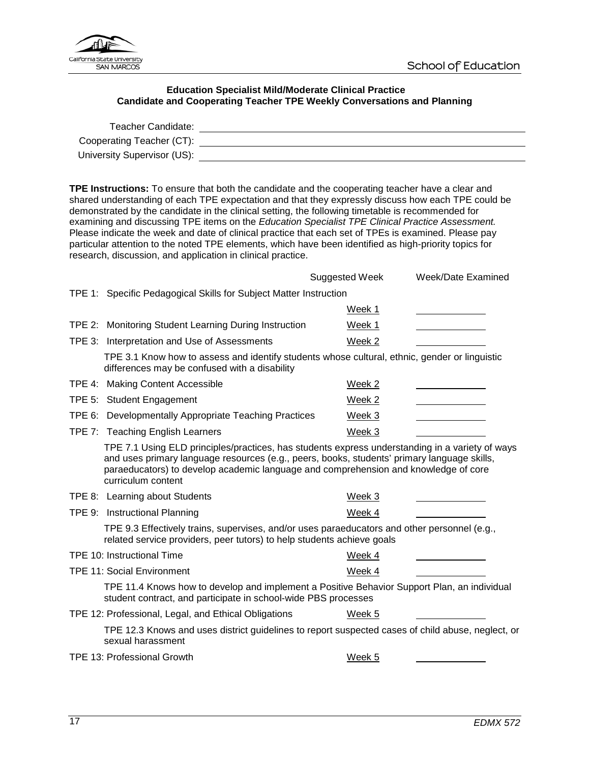**Education Specialist Mild/Moderate Clinical Practice**
**Candidate and Cooperating Teacher TPE Weekly Conversations and Planning**

Teacher Candidate: \_\_\_\_\_\_\_\_\_\_\_\_\_\_\_\_\_\_\_\_\_\_\_\_\_\_\_\_\_\_

Cooperating Teacher (CT): \_\_\_\_\_\_\_\_\_\_\_\_\_\_\_\_\_\_\_\_\_\_\_\_\_\_\_\_\_\_

University Supervisor (US): \_\_\_\_\_\_\_\_\_\_\_\_\_\_\_\_\_\_\_\_\_\_\_\_\_\_\_\_\_\_

**TPE Instructions:** To ensure that both the candidate and the cooperating teacher have a clear and shared understanding of each TPE expectation and that they expressly discuss how each TPE could be demonstrated by the candidate in the clinical setting, the following timetable is recommended for examining and discussing TPE items on the *Education Specialist TPE Clinical Practice Assessment.* Please indicate the week and date of clinical practice that each set of TPEs is examined. Please pay particular attention to the noted TPE elements, which have been identified as high-priority topics for research, discussion, and application in clinical practice.

| | Suggested Week | Week/Date Examined |
|---|---|---|
| TPE 1: Specific Pedagogical Skills for Subject Matter Instruction | Week 1 | |
| TPE 2: Monitoring Student Learning During Instruction | Week 1 | |
| TPE 3: Interpretation and Use of Assessments | Week 2 | |
| TPE 3.1 Know how to assess and identify students whose cultural, ethnic, gender or linguistic differences may be confused with a disability | | |
| TPE 4: Making Content Accessible | Week 2 | |
| TPE 5: Student Engagement | Week 2 | |
| TPE 6: Developmentally Appropriate Teaching Practices | Week 3 | |
| TPE 7: Teaching English Learners | Week 3 | |
| TPE 7.1 Using ELD principles/practices, has students express understanding in a variety of ways and uses primary language resources (e.g., peers, books, students' primary language skills, paraeducators) to develop academic language and comprehension and knowledge of core curriculum content | | |
| TPE 8: Learning about Students | Week 3 | |
| TPE 9: Instructional Planning | Week 4 | |
| TPE 9.3 Effectively trains, supervises, and/or uses paraeducators and other personnel (e.g., related service providers, peer tutors) to help students achieve goals | | |
| TPE 10: Instructional Time | Week 4 | |
| TPE 11: Social Environment | Week 4 | |
| TPE 11.4 Knows how to develop and implement a Positive Behavior Support Plan, an individual student contract, and participate in school-wide PBS processes | | |
| TPE 12: Professional, Legal, and Ethical Obligations | Week 5 | |
| TPE 12.3 Knows and uses district guidelines to report suspected cases of child abuse, neglect, or sexual harassment | | |
| TPE 13: Professional Growth | Week 5 | |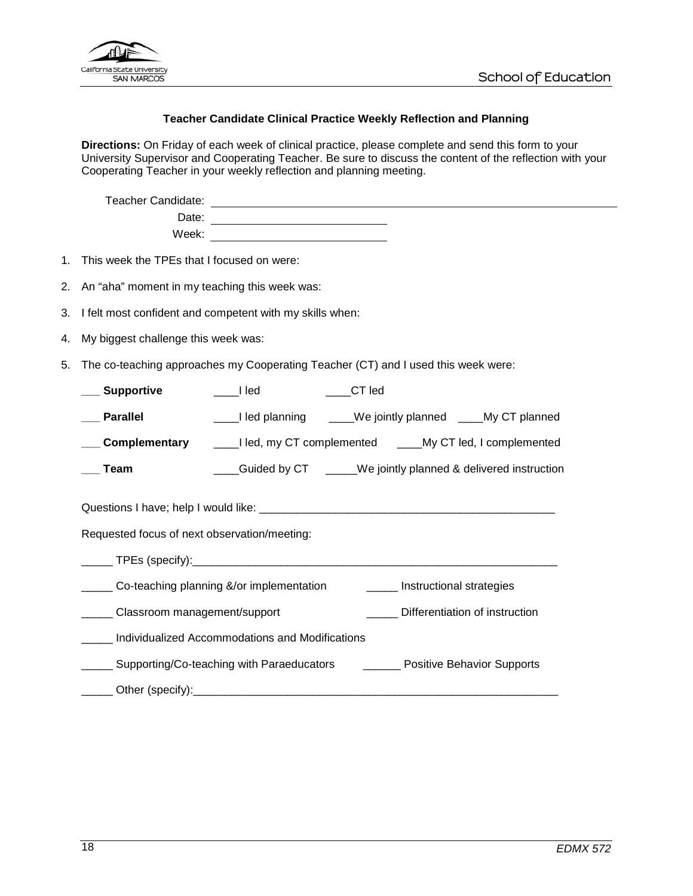### Teacher Candidate Clinical Practice Weekly Reflection and Planning

**Directions:** On Friday of each week of clinical practice, please complete and send this form to your University Supervisor and Cooperating Teacher. Be sure to discuss the content of the reflection with your Cooperating Teacher in your weekly reflection and planning meeting.

Teacher Candidate: ______________________________

Date: ______________________________

Week: ______________________________

1. This week the TPEs that I focused on were:
2. An “aha” moment in my teaching this week was:
3. I felt most confident and competent with my skills when:
4. My biggest challenge this week was:
5. The co-teaching approaches my Cooperating Teacher (CT) and I used this week were:

___ **Supportive** ____I led ____CT led

___ **Parallel** ____I led planning ____We jointly planned ____My CT planned

___ **Complementary** ____I led, my CT complemented ____My CT led, I complemented

___ **Team** ____Guided by CT _____We jointly planned & delivered instruction

Questions I have; help I would like: ________________________________________________

Requested focus of next observation/meeting:

_____ TPEs (specify):____________________________________________________________

_____ Co-teaching planning &/or implementation _____ Instructional strategies

_____ Classroom management/support _____ Differentiation of instruction

_____ Individualized Accommodations and Modifications

_____ Supporting/Co-teaching with Paraeducators ______ Positive Behavior Supports

_____ Other (specify):____________________________________________________________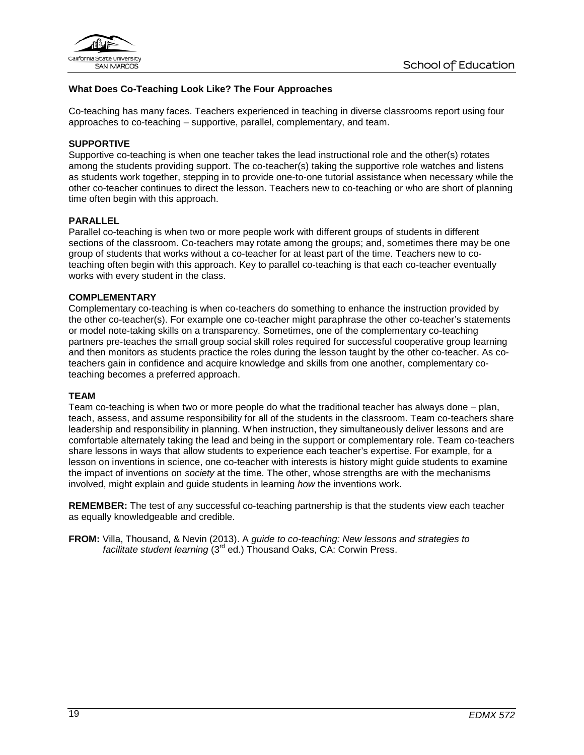**What Does Co-Teaching Look Like? The Four Approaches**

Co-teaching has many faces. Teachers experienced in teaching in diverse classrooms report using four approaches to co-teaching – supportive, parallel, complementary, and team.

**SUPPORTIVE**
Supportive co-teaching is when one teacher takes the lead instructional role and the other(s) rotates among the students providing support. The co-teacher(s) taking the supportive role watches and listens as students work together, stepping in to provide one-to-one tutorial assistance when necessary while the other co-teacher continues to direct the lesson. Teachers new to co-teaching or who are short of planning time often begin with this approach.

**PARALLEL**
Parallel co-teaching is when two or more people work with different groups of students in different sections of the classroom. Co-teachers may rotate among the groups; and, sometimes there may be one group of students that works without a co-teacher for at least part of the time. Teachers new to co-teaching often begin with this approach. Key to parallel co-teaching is that each co-teacher eventually works with every student in the class.

**COMPLEMENTARY**
Complementary co-teaching is when co-teachers do something to enhance the instruction provided by the other co-teacher(s). For example one co-teacher might paraphrase the other co-teacher's statements or model note-taking skills on a transparency. Sometimes, one of the complementary co-teaching partners pre-teaches the small group social skill roles required for successful cooperative group learning and then monitors as students practice the roles during the lesson taught by the other co-teacher. As co-teachers gain in confidence and acquire knowledge and skills from one another, complementary co-teaching becomes a preferred approach.

**TEAM**
Team co-teaching is when two or more people do what the traditional teacher has always done – plan, teach, assess, and assume responsibility for all of the students in the classroom. Team co-teachers share leadership and responsibility in planning. When instruction, they simultaneously deliver lessons and are comfortable alternately taking the lead and being in the support or complementary role. Team co-teachers share lessons in ways that allow students to experience each teacher's expertise. For example, for a lesson on inventions in science, one co-teacher with interests is history might guide students to examine the impact of inventions on *society* at the time. The other, whose strengths are with the mechanisms involved, might explain and guide students in learning *how* the inventions work.

**REMEMBER:** The test of any successful co-teaching partnership is that the students view each teacher as equally knowledgeable and credible.

**FROM:** Villa, Thousand, & Nevin (2013). A *guide to co-teaching: New lessons and strategies to facilitate student learning* (3rd ed.) Thousand Oaks, CA: Corwin Press.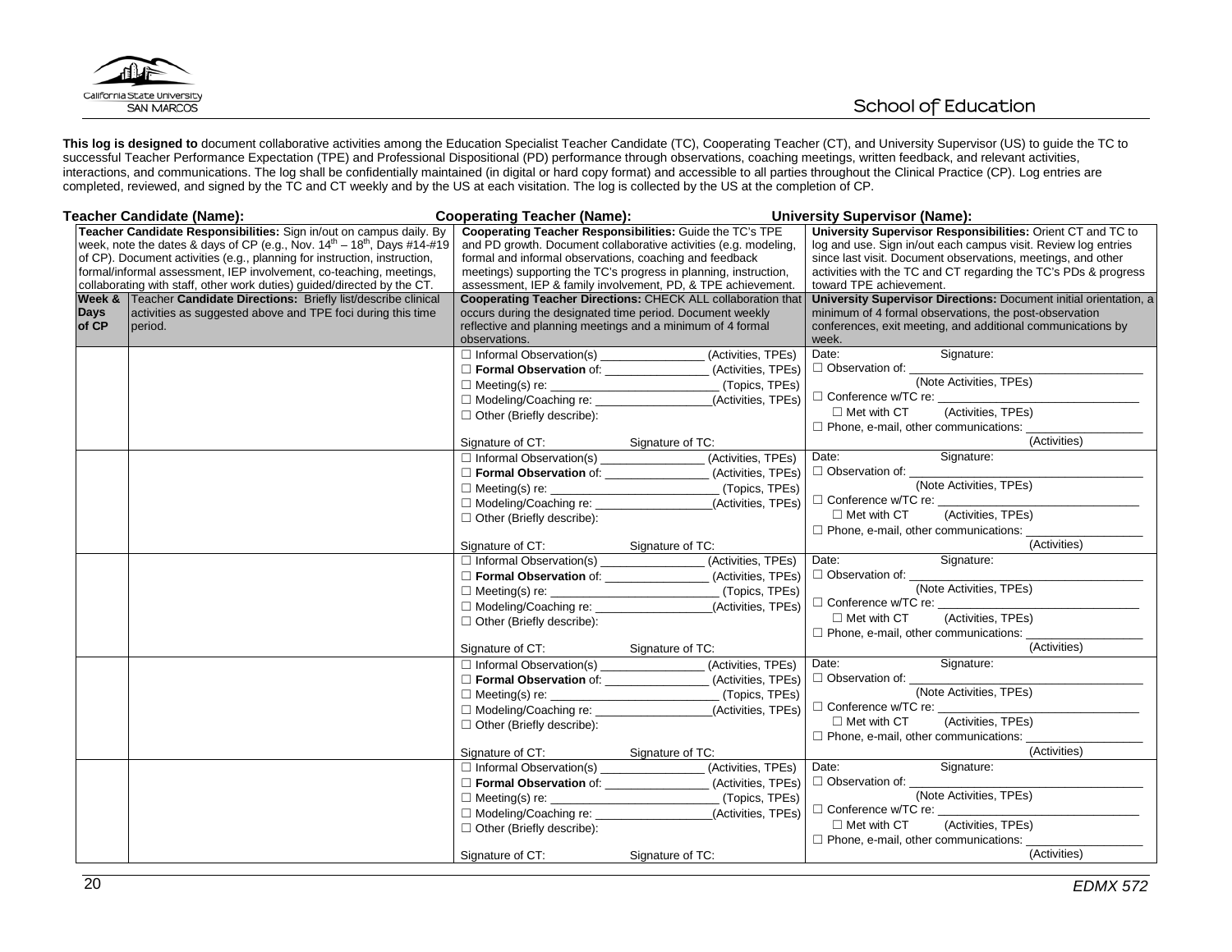School of Education

**This log is designed to** document collaborative activities among the Education Specialist Teacher Candidate (TC), Cooperating Teacher (CT), and University Supervisor (US) to guide the TC to successful Teacher Performance Expectation (TPE) and Professional Dispositional (PD) performance through observations, coaching meetings, written feedback, and relevant activities, interactions, and communications. The log shall be confidentially maintained (in digital or hard copy format) and accessible to all parties throughout the Clinical Practice (CP). Log entries are completed, reviewed, and signed by the TC and CT weekly and by the US at each visitation. The log is collected by the US at the completion of CP.

**Teacher Candidate (Name):** **Cooperating Teacher (Name):** **University Supervisor (Name):**

| **Teacher Candidate Responsibilities:** Sign in/out on campus daily. By week, note the dates & days of CP (e.g., Nov. 14th – 18th, Days #14-#19 of CP). Document activities (e.g., planning for instruction, instruction, formal/informal assessment, IEP involvement, co-teaching, meetings, collaborating with staff, other work duties) guided/directed by the CT. | | **Cooperating Teacher Responsibilities:** Guide the TC's TPE and PD growth. Document collaborative activities (e.g. modeling, formal and informal observations, coaching and feedback meetings) supporting the TC's progress in planning, instruction, assessment, IEP & family involvement, PD, & TPE achievement. | **University Supervisor Responsibilities:** Orient CT and TC to log and use. Sign in/out each campus visit. Review log entries since last visit. Document observations, meetings, and other activities with the TC and CT regarding the TC's PDs & progress toward TPE achievement. |
|---|---|---|---|
| **Week & Days of CP** | Teacher **Candidate Directions:** Briefly list/describe clinical activities as suggested above and TPE foci during this time period. | **Cooperating Teacher Directions:** CHECK ALL collaboration that occurs during the designated time period. Document weekly reflective and planning meetings and a minimum of 4 formal observations. | **University Supervisor Directions:** Document initial orientation, a minimum of 4 formal observations, the post-observation conferences, exit meeting, and additional communications by week. |
| | | ☐ Informal Observation(s) _______________ (Activities, TPEs)<br>☐ **Formal Observation** of: _______________ (Activities, TPEs)<br>☐ Meeting(s) re: _________________________ (Topics, TPEs)<br>☐ Modeling/Coaching re: _________________(Activities, TPEs)<br>☐ Other (Briefly describe):<br><br>Signature of CT: Signature of TC: | Date: Signature:<br>☐ Observation of: ______________________________<br>(Note Activities, TPEs)<br>☐ Conference w/TC re: __________________________<br>☐ Met with CT (Activities, TPEs)<br>☐ Phone, e-mail, other communications: ______________<br>(Activities) |
| | | ☐ Informal Observation(s) _______________ (Activities, TPEs)<br>☐ **Formal Observation** of: _______________ (Activities, TPEs)<br>☐ Meeting(s) re: _________________________ (Topics, TPEs)<br>☐ Modeling/Coaching re: _________________(Activities, TPEs)<br>☐ Other (Briefly describe):<br><br>Signature of CT: Signature of TC: | Date: Signature:<br>☐ Observation of: ______________________________<br>(Note Activities, TPEs)<br>☐ Conference w/TC re: __________________________<br>☐ Met with CT (Activities, TPEs)<br>☐ Phone, e-mail, other communications: ______________<br>(Activities) |
| | | ☐ Informal Observation(s) _______________ (Activities, TPEs)<br>☐ **Formal Observation** of: _______________ (Activities, TPEs)<br>☐ Meeting(s) re: _________________________ (Topics, TPEs)<br>☐ Modeling/Coaching re: _________________(Activities, TPEs)<br>☐ Other (Briefly describe):<br><br>Signature of CT: Signature of TC: | Date: Signature:<br>☐ Observation of: ______________________________<br>(Note Activities, TPEs)<br>☐ Conference w/TC re: __________________________<br>☐ Met with CT (Activities, TPEs)<br>☐ Phone, e-mail, other communications: ______________<br>(Activities) |
| | | ☐ Informal Observation(s) _______________ (Activities, TPEs)<br>☐ **Formal Observation** of: _______________ (Activities, TPEs)<br>☐ Meeting(s) re: _________________________ (Topics, TPEs)<br>☐ Modeling/Coaching re: _________________(Activities, TPEs)<br>☐ Other (Briefly describe):<br><br>Signature of CT: Signature of TC: | Date: Signature:<br>☐ Observation of: ______________________________<br>(Note Activities, TPEs)<br>☐ Conference w/TC re: __________________________<br>☐ Met with CT (Activities, TPEs)<br>☐ Phone, e-mail, other communications: ______________<br>(Activities) |
| | | ☐ Informal Observation(s) _______________ (Activities, TPEs)<br>☐ **Formal Observation** of: _______________ (Activities, TPEs)<br>☐ Meeting(s) re: _________________________ (Topics, TPEs)<br>☐ Modeling/Coaching re: _________________(Activities, TPEs)<br>☐ Other (Briefly describe):<br><br>Signature of CT: Signature of TC: | Date: Signature:<br>☐ Observation of: ______________________________<br>(Note Activities, TPEs)<br>☐ Conference w/TC re: __________________________<br>☐ Met with CT (Activities, TPEs)<br>☐ Phone, e-mail, other communications: ______________<br>(Activities) |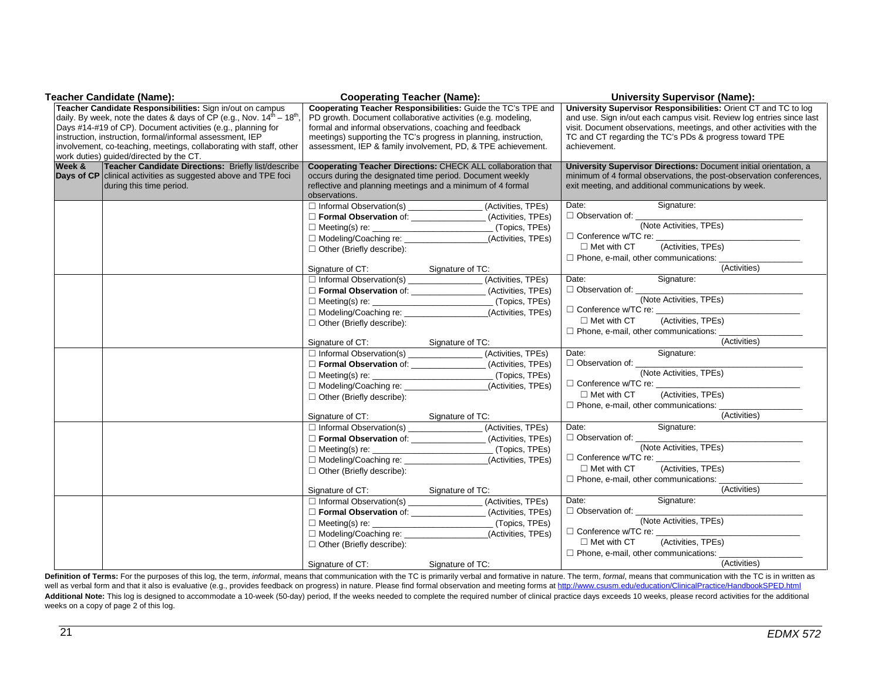| Teacher Candidate (Name): | | Cooperating Teacher (Name): | University Supervisor (Name): |
|---|---|---|---|
| **Teacher Candidate Responsibilities:** Sign in/out on campus daily. By week, note the dates & days of CP (e.g., Nov. 14th – 18th, Days #14-#19 of CP). Document activities (e.g., planning for instruction, instruction, formal/informal assessment, IEP involvement, co-teaching, meetings, collaborating with staff, other work duties) guided/directed by the CT. | | **Cooperating Teacher Responsibilities:** Guide the TC's TPE and PD growth. Document collaborative activities (e.g. modeling, formal and informal observations, coaching and feedback meetings) supporting the TC's progress in planning, instruction, assessment, IEP & family involvement, PD, & TPE achievement. | **University Supervisor Responsibilities:** Orient CT and TC to log and use. Sign in/out each campus visit. Review log entries since last visit. Document observations, meetings, and other activities with the TC and CT regarding the TC's PDs & progress toward TPE achievement. |
| **Week & Days of CP** | **Teacher Candidate Directions:** Briefly list/describe clinical activities as suggested above and TPE foci during this time period. | **Cooperating Teacher Directions:** CHECK ALL collaboration that occurs during the designated time period. Document weekly reflective and planning meetings and a minimum of 4 formal observations. | **University Supervisor Directions:** Document initial orientation, a minimum of 4 formal observations, the post-observation conferences, exit meeting, and additional communications by week. |
| | | ☐ Informal Observation(s) _______________ (Activities, TPEs)<br>☐ **Formal Observation** of: _______________ (Activities, TPEs)<br>☐ Meeting(s) re: _______________________ (Topics, TPEs)<br>☐ Modeling/Coaching re: _________________(Activities, TPEs)<br>☐ Other (Briefly describe):<br><br>Signature of CT: Signature of TC: | Date: Signature:<br>☐ Observation of: ______________________________<br>(Note Activities, TPEs)<br>☐ Conference w/TC re: ____________________________<br>☐ Met with CT (Activities, TPEs)<br>☐ Phone, e-mail, other communications: ________________<br>(Activities) |
| | | ☐ Informal Observation(s) _______________ (Activities, TPEs)<br>☐ **Formal Observation** of: _______________ (Activities, TPEs)<br>☐ Meeting(s) re: _______________________ (Topics, TPEs)<br>☐ Modeling/Coaching re: _________________(Activities, TPEs)<br>☐ Other (Briefly describe):<br><br>Signature of CT: Signature of TC: | Date: Signature:<br>☐ Observation of: ______________________________<br>(Note Activities, TPEs)<br>☐ Conference w/TC re: ____________________________<br>☐ Met with CT (Activities, TPEs)<br>☐ Phone, e-mail, other communications: ________________<br>(Activities) |
| | | ☐ Informal Observation(s) _______________ (Activities, TPEs)<br>☐ **Formal Observation** of: _______________ (Activities, TPEs)<br>☐ Meeting(s) re: _______________________ (Topics, TPEs)<br>☐ Modeling/Coaching re: _________________(Activities, TPEs)<br>☐ Other (Briefly describe):<br><br>Signature of CT: Signature of TC: | Date: Signature:<br>☐ Observation of: ______________________________<br>(Note Activities, TPEs)<br>☐ Conference w/TC re: ____________________________<br>☐ Met with CT (Activities, TPEs)<br>☐ Phone, e-mail, other communications: ________________<br>(Activities) |
| | | ☐ Informal Observation(s) _______________ (Activities, TPEs)<br>☐ **Formal Observation** of: _______________ (Activities, TPEs)<br>☐ Meeting(s) re: _______________________ (Topics, TPEs)<br>☐ Modeling/Coaching re: _________________(Activities, TPEs)<br>☐ Other (Briefly describe):<br><br>Signature of CT: Signature of TC: | Date: Signature:<br>☐ Observation of: ______________________________<br>(Note Activities, TPEs)<br>☐ Conference w/TC re: ____________________________<br>☐ Met with CT (Activities, TPEs)<br>☐ Phone, e-mail, other communications: ________________<br>(Activities) |
| | | ☐ Informal Observation(s) _______________ (Activities, TPEs)<br>☐ **Formal Observation** of: _______________ (Activities, TPEs)<br>☐ Meeting(s) re: _______________________ (Topics, TPEs)<br>☐ Modeling/Coaching re: _________________(Activities, TPEs)<br>☐ Other (Briefly describe):<br><br>Signature of CT: Signature of TC: | Date: Signature:<br>☐ Observation of: ______________________________<br>(Note Activities, TPEs)<br>☐ Conference w/TC re: ____________________________<br>☐ Met with CT (Activities, TPEs)<br>☐ Phone, e-mail, other communications: ________________<br>(Activities) |

**Definition of Terms:** For the purposes of this log, the term, *informal*, means that communication with the TC is primarily verbal and formative in nature. The term, *formal*, means that communication with the TC is in written as well as verbal form and that it also is evaluative (e.g., provides feedback on progress) in nature. Please find formal observation and meeting forms at http://www.csusm.edu/education/ClinicalPractice/HandbookSPED.html

**Additional Note:** This log is designed to accommodate a 10-week (50-day) period, If the weeks needed to complete the required number of clinical practice days exceeds 10 weeks, please record activities for the additional weeks on a copy of page 2 of this log.